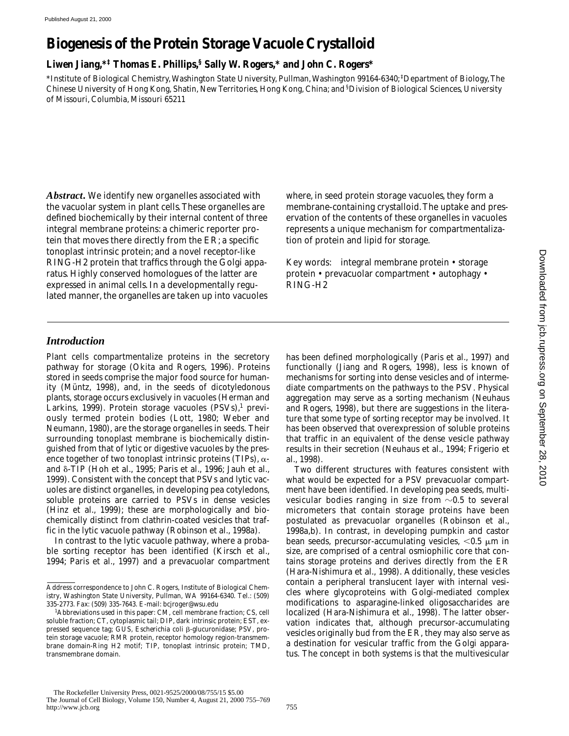# Biogenesis of the Protein Storage Vacuole Crystalloid

**Liwen Jiang,\*‡ Thomas E. Phillips,§ Sally W. Rogers,\* and John C. Rogers\***

\*Institute of Biological Chemistry, Washington State University, Pullman, Washington 99164-6340; ‡Department of Biology, The Chinese University of Hong Kong, Shatin, New Territories, Hong Kong, China; and §Division of Biological Sciences, University of Missouri, Columbia, Missouri 65211

***Abstract.*** We identify new organelles associated with the vacuolar system in plant cells. These organelles are defined biochemically by their internal content of three integral membrane proteins: a chimeric reporter protein that moves there directly from the ER; a specific tonoplast intrinsic protein; and a novel receptor-like RING-H2 protein that traffics through the Golgi apparatus. Highly conserved homologues of the latter are expressed in animal cells. In a developmentally regulated manner, the organelles are taken up into vacuoles where, in seed protein storage vacuoles, they form a membrane-containing crystalloid. The uptake and preservation of the contents of these organelles in vacuoles represents a unique mechanism for compartmentalization of protein and lipid for storage.

Key words: integral membrane protein • storage protein • prevacuolar compartment • autophagy • RING-H2

## *Introduction*

Plant cells compartmentalize proteins in the secretory pathway for storage (Okita and Rogers, 1996). Proteins stored in seeds comprise the major food source for humanity (Müntz, 1998), and, in the seeds of dicotyledonous plants, storage occurs exclusively in vacuoles (Herman and Larkins, 1999). Protein storage vacuoles (PSVs),[1] previously termed protein bodies (Lott, 1980; Weber and Neumann, 1980), are the storage organelles in seeds. Their surrounding tonoplast membrane is biochemically distinguished from that of lytic or digestive vacuoles by the presence together of two tonoplast intrinsic proteins (TIPs), α- and δ-TIP (Hoh et al., 1995; Paris et al., 1996; Jauh et al., 1999). Consistent with the concept that PSVs and lytic vacuoles are distinct organelles, in developing pea cotyledons, soluble proteins are carried to PSVs in dense vesicles (Hinz et al., 1999); these are morphologically and biochemically distinct from clathrin-coated vesicles that traffic in the lytic vacuole pathway (Robinson et al., 1998a).

In contrast to the lytic vacuole pathway, where a probable sorting receptor has been identified (Kirsch et al., 1994; Paris et al., 1997) and a prevacuolar compartment has been defined morphologically (Paris et al., 1997) and functionally (Jiang and Rogers, 1998), less is known of mechanisms for sorting into dense vesicles and of intermediate compartments on the pathways to the PSV. Physical aggregation may serve as a sorting mechanism (Neuhaus and Rogers, 1998), but there are suggestions in the literature that some type of sorting receptor may be involved. It has been observed that overexpression of soluble proteins that traffic in an equivalent of the dense vesicle pathway results in their secretion (Neuhaus et al., 1994; Frigerio et al., 1998).

Two different structures with features consistent with what would be expected for a PSV prevacuolar compartment have been identified. In developing pea seeds, multivesicular bodies ranging in size from ~0.5 to several micrometers that contain storage proteins have been postulated as prevacuolar organelles (Robinson et al., 1998a,b). In contrast, in developing pumpkin and castor bean seeds, precursor-accumulating vesicles, <0.5 μm in size, are comprised of a central osmiophilic core that contains storage proteins and derives directly from the ER (Hara-Nishimura et al., 1998). Additionally, these vesicles contain a peripheral translucent layer with internal vesicles where glycoproteins with Golgi-mediated complex modifications to asparagine-linked oligosaccharides are localized (Hara-Nishimura et al., 1998). The latter observation indicates that, although precursor-accumulating vesicles originally bud from the ER, they may also serve as a destination for vesicular traffic from the Golgi apparatus. The concept in both systems is that the multivesicular

---

Address correspondence to John C. Rogers, Institute of Biological Chemistry, Washington State University, Pullman, WA 99164-6340. Tel.: (509) 335-2773. Fax: (509) 335-7643. E-mail: bcjroger@wsu.edu

[1]Abbreviations used in this paper: CM, cell membrane fraction; CS, cell soluble fraction; CT, cytoplasmic tail; DIP, dark intrinsic protein; EST, expressed sequence tag; GUS, Escherichia coli β-glucuronidase; PSV, protein storage vacuole; RMR protein, receptor homology region-transmembrane domain-Ring H2 motif; TIP, tonoplast intrinsic protein; TMD, transmembrane domain.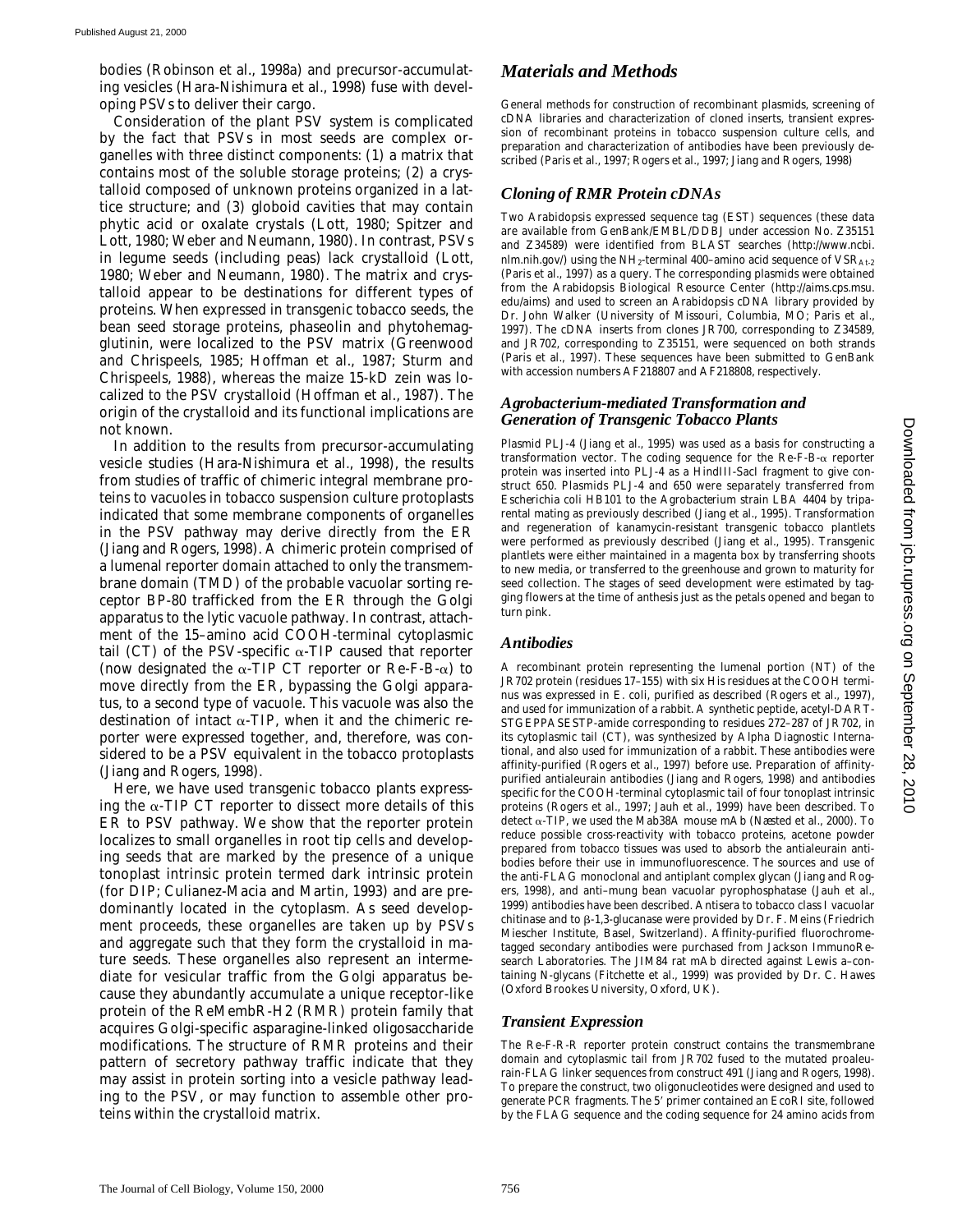bodies (Robinson et al., 1998a) and precursor-accumulating vesicles (Hara-Nishimura et al., 1998) fuse with developing PSVs to deliver their cargo.

Consideration of the plant PSV system is complicated by the fact that PSVs in most seeds are complex organelles with three distinct components: (1) a matrix that contains most of the soluble storage proteins; (2) a crystalloid composed of unknown proteins organized in a lattice structure; and (3) globoid cavities that may contain phytic acid or oxalate crystals (Lott, 1980; Spitzer and Lott, 1980; Weber and Neumann, 1980). In contrast, PSVs in legume seeds (including peas) lack crystalloid (Lott, 1980; Weber and Neumann, 1980). The matrix and crystalloid appear to be destinations for different types of proteins. When expressed in transgenic tobacco seeds, the bean seed storage proteins, phaseolin and phytohemagglutinin, were localized to the PSV matrix (Greenwood and Chrispeels, 1985; Hoffman et al., 1987; Sturm and Chrispeels, 1988), whereas the maize 15-kD zein was localized to the PSV crystalloid (Hoffman et al., 1987). The origin of the crystalloid and its functional implications are not known.

In addition to the results from precursor-accumulating vesicle studies (Hara-Nishimura et al., 1998), the results from studies of traffic of chimeric integral membrane proteins to vacuoles in tobacco suspension culture protoplasts indicated that some membrane components of organelles in the PSV pathway may derive directly from the ER (Jiang and Rogers, 1998). A chimeric protein comprised of a lumenal reporter domain attached to only the transmembrane domain (TMD) of the probable vacuolar sorting receptor BP-80 trafficked from the ER through the Golgi apparatus to the lytic vacuole pathway. In contrast, attachment of the 15–amino acid COOH-terminal cytoplasmic tail (CT) of the PSV-specific α-TIP caused that reporter (now designated the α-TIP CT reporter or Re-F-B-α) to move directly from the ER, bypassing the Golgi apparatus, to a second type of vacuole. This vacuole was also the destination of intact α-TIP, when it and the chimeric reporter were expressed together, and, therefore, was considered to be a PSV equivalent in the tobacco protoplasts (Jiang and Rogers, 1998).

Here, we have used transgenic tobacco plants expressing the α-TIP CT reporter to dissect more details of this ER to PSV pathway. We show that the reporter protein localizes to small organelles in root tip cells and developing seeds that are marked by the presence of a unique tonoplast intrinsic protein termed dark intrinsic protein (for DIP; Culianez-Macia and Martin, 1993) and are predominantly located in the cytoplasm. As seed development proceeds, these organelles are taken up by PSVs and aggregate such that they form the crystalloid in mature seeds. These organelles also represent an intermediate for vesicular traffic from the Golgi apparatus because they abundantly accumulate a unique receptor-like protein of the ReMembR-H2 (RMR) protein family that acquires Golgi-specific asparagine-linked oligosaccharide modifications. The structure of RMR proteins and their pattern of secretory pathway traffic indicate that they may assist in protein sorting into a vesicle pathway leading to the PSV, or may function to assemble other proteins within the crystalloid matrix.

# Materials and Methods

General methods for construction of recombinant plasmids, screening of cDNA libraries and characterization of cloned inserts, transient expression of recombinant proteins in tobacco suspension culture cells, and preparation and characterization of antibodies have been previously described (Paris et al., 1997; Rogers et al., 1997; Jiang and Rogers, 1998)

## Cloning of RMR Protein cDNAs

Two Arabidopsis expressed sequence tag (EST) sequences (these data are available from GenBank/EMBL/DDBJ under accession No. Z35151 and Z34589) were identified from BLAST searches (http://www.ncbi.nlm.nih.gov/) using the $NH_2$-terminal 400–amino acid sequence of $VSR_{At-2}$ (Paris et al., 1997) as a query. The corresponding plasmids were obtained from the Arabidopsis Biological Resource Center (http://aims.cps.msu.edu/aims) and used to screen an Arabidopsis cDNA library provided by Dr. John Walker (University of Missouri, Columbia, MO; Paris et al., 1997). The cDNA inserts from clones JR700, corresponding to Z34589, and JR702, corresponding to Z35151, were sequenced on both strands (Paris et al., 1997). These sequences have been submitted to GenBank with accession numbers AF218807 and AF218808, respectively.

## Agrobacterium-mediated Transformation and Generation of Transgenic Tobacco Plants

Plasmid PLJ-4 (Jiang et al., 1995) was used as a basis for constructing a transformation vector. The coding sequence for the Re-F-B-α reporter protein was inserted into PLJ-4 as a HindIII-SacI fragment to give construct 650. Plasmids PLJ-4 and 650 were separately transferred from *Escherichia coli* HB101 to the *Agrobacterium* strain LBA 4404 by triparental mating as previously described (Jiang et al., 1995). Transformation and regeneration of kanamycin-resistant transgenic tobacco plantlets were performed as previously described (Jiang et al., 1995). Transgenic plantlets were either maintained in a magenta box by transferring shoots to new media, or transferred to the greenhouse and grown to maturity for seed collection. The stages of seed development were estimated by tagging flowers at the time of anthesis just as the petals opened and began to turn pink.

## Antibodies

A recombinant protein representing the lumenal portion (NT) of the JR702 protein (residues 17–155) with six His residues at the COOH terminus was expressed in *E. coli*, purified as described (Rogers et al., 1997), and used for immunization of a rabbit. A synthetic peptide, acetyl-DARTSTGEPPASESTP-amide corresponding to residues 272–287 of JR702, in its cytoplasmic tail (CT), was synthesized by Alpha Diagnostic International, and also used for immunization of a rabbit. These antibodies were affinity-purified (Rogers et al., 1997) before use. Preparation of affinity-purified antialeurain antibodies (Jiang and Rogers, 1998) and antibodies specific for the COOH-terminal cytoplasmic tail of four tonoplast intrinsic proteins (Rogers et al., 1997; Jauh et al., 1999) have been described. To detect α-TIP, we used the Mab38A mouse mAb (Næsted et al., 2000). To reduce possible cross-reactivity with tobacco proteins, acetone powder prepared from tobacco tissues was used to absorb the antialeurain antibodies before their use in immunofluorescence. The sources and use of the anti-FLAG monoclonal and antiplant complex glycan (Jiang and Rogers, 1998), and anti–mung bean vacuolar pyrophosphatase (Jauh et al., 1999) antibodies have been described. Antisera to tobacco class I vacuolar chitinase and to β-1,3-glucanase were provided by Dr. F. Meins (Friedrich Miescher Institute, Basel, Switzerland). Affinity-purified fluorochrome-tagged secondary antibodies were purchased from Jackson ImmunoResearch Laboratories. The JIM84 rat mAb directed against Lewis a–containing N-glycans (Fitchette et al., 1999) was provided by Dr. C. Hawes (Oxford Brookes University, Oxford, UK).

## Transient Expression

The Re-F-R-R reporter protein construct contains the transmembrane domain and cytoplasmic tail from JR702 fused to the mutated proaleurain-FLAG linker sequences from construct 491 (Jiang and Rogers, 1998). To prepare the construct, two oligonucleotides were designed and used to generate PCR fragments. The 5′ primer contained an EcoRI site, followed by the FLAG sequence and the coding sequence for 24 amino acids from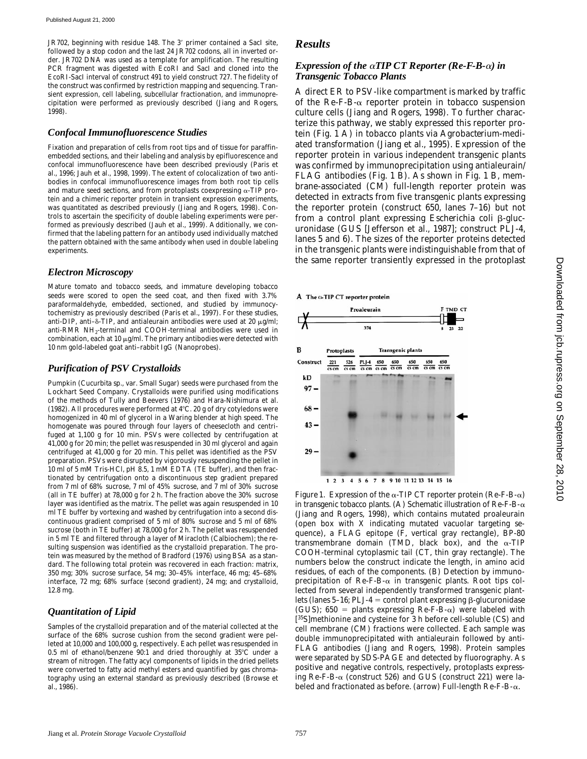JR702, beginning with residue 148. The 3′ primer contained a SacI site, followed by a stop codon and the last 24 JR702 codons, all in inverted order. JR702 DNA was used as a template for amplification. The resulting PCR fragment was digested with EcoRI and SacI and cloned into the EcoRI-SacI interval of construct 491 to yield construct 727. The fidelity of the construct was confirmed by restriction mapping and sequencing. Transient expression, cell labeling, subcellular fractionation, and immunoprecipitation were performed as previously described (Jiang and Rogers, 1998).

### *Confocal Immunofluorescence Studies*

Fixation and preparation of cells from root tips and of tissue for paraffin-embedded sections, and their labeling and analysis by epifluorescence and confocal immunofluorescence have been described previously (Paris et al., 1996; Jauh et al., 1998, 1999). The extent of colocalization of two antibodies in confocal immunofluorescence images from both root tip cells and mature seed sections, and from protoplasts coexpressing α-TIP protein and a chimeric reporter protein in transient expression experiments, was quantitated as described previously (Jiang and Rogers, 1998). Controls to ascertain the specificity of double labeling experiments were performed as previously described (Jauh et al., 1999). Additionally, we confirmed that the labeling pattern for an antibody used individually matched the pattern obtained with the same antibody when used in double labeling experiments.

### *Electron Microscopy*

Mature tomato and tobacco seeds, and immature developing tobacco seeds were scored to open the seed coat, and then fixed with 3.7% paraformaldehyde, embedded, sectioned, and studied by immunocytochemistry as previously described (Paris et al., 1997). For these studies, anti-DIP, anti-δ-TIP, and antialeurain antibodies were used at 20 μg/ml; anti-RMR $NH_2$-terminal and COOH-terminal antibodies were used in combination, each at 10 μg/ml. The primary antibodies were detected with 10 nm gold-labeled goat anti–rabbit IgG (Nanoprobes).

### *Purification of PSV Crystalloids*

Pumpkin (*Cucurbita* sp., var. Small Sugar) seeds were purchased from the Lockhart Seed Company. Crystalloids were purified using modifications of the methods of Tully and Beevers (1976) and Hara-Nishimura et al. (1982). All procedures were performed at 4°C. 20 g of dry cotyledons were homogenized in 40 ml of glycerol in a Waring blender at high speed. The homogenate was poured through four layers of cheesecloth and centrifuged at 1,100 *g* for 10 min. PSVs were collected by centrifugation at 41,000 *g* for 20 min; the pellet was resuspended in 30 ml glycerol and again centrifuged at 41,000 *g* for 20 min. This pellet was identified as the PSV preparation. PSVs were disrupted by vigorously resuspending the pellet in 10 ml of 5 mM Tris-HCl, pH 8.5, 1 mM EDTA (TE buffer), and then fractionated by centrifugation onto a discontinuous step gradient prepared from 7 ml of 68% sucrose, 7 ml of 45% sucrose, and 7 ml of 30% sucrose (all in TE buffer) at 78,000 *g* for 2 h. The fraction above the 30% sucrose layer was identified as the matrix. The pellet was again resuspended in 10 ml TE buffer by vortexing and washed by centrifugation into a second discontinuous gradient comprised of 5 ml of 80% sucrose and 5 ml of 68% sucrose (both in TE buffer) at 78,000 *g* for 2 h. The pellet was resuspended in 5 ml TE and filtered through a layer of Miracloth (Calbiochem); the resulting suspension was identified as the crystalloid preparation. The protein was measured by the method of Bradford (1976) using BSA as a standard. The following total protein was recovered in each fraction: matrix, 350 mg; 30% sucrose surface, 54 mg; 30–45% interface, 46 mg; 45–68% interface, 72 mg; 68% surface (second gradient), 24 mg; and crystalloid, 12.8 mg.

### *Quantitation of Lipid*

Samples of the crystalloid preparation and of the material collected at the surface of the 68% sucrose cushion from the second gradient were pelleted at 10,000 and 100,000 *g*, respectively. Each pellet was resuspended in 0.5 ml of ethanol/benzene 90:1 and dried thoroughly at 35°C under a stream of nitrogen. The fatty acyl components of lipids in the dried pellets were converted to fatty acid methyl esters and quantified by gas chromatography using an external standard as previously described (Browse et al., 1986).

## *Results*

### *Expression of the αTIP CT Reporter (Re-F-B-α) in Transgenic Tobacco Plants*

A direct ER to PSV-like compartment is marked by traffic of the Re-F-B-α reporter protein in tobacco suspension culture cells (Jiang and Rogers, 1998). To further characterize this pathway, we stably expressed this reporter protein (Fig. 1 A) in tobacco plants via Agrobacterium-mediated transformation (Jiang et al., 1995). Expression of the reporter protein in various independent transgenic plants was confirmed by immunoprecipitation using antialeurain/FLAG antibodies (Fig. 1 B). As shown in Fig. 1 B, membrane-associated (CM) full-length reporter protein was detected in extracts from five transgenic plants expressing the reporter protein (construct 650, lanes 7–16) but not from a control plant expressing *Escherichia coli* β-glucuronidase (GUS [Jefferson et al., 1987]; construct PLJ-4, lanes 5 and 6). The sizes of the reporter proteins detected in the transgenic plants were indistinguishable from that of the same reporter transiently expressed in the protoplast

Figure 1. Expression of the α-TIP CT reporter protein (Re-F-B-α) in transgenic tobacco plants. (A) Schematic illustration of Re-F-B-α (Jiang and Rogers, 1998), which contains mutated proaleurain (open box with X indicating mutated vacuolar targeting sequence), a FLAG epitope (F, vertical gray rectangle), BP-80 transmembrane domain (TMD, black box), and the α-TIP COOH-terminal cytoplasmic tail (CT, thin gray rectangle). The numbers below the construct indicate the length, in amino acid residues, of each of the components. (B) Detection by immunoprecipitation of Re-F-B-α in transgenic plants. Root tips collected from several independently transformed transgenic plantlets (lanes 5–16; PLJ-4 = control plant expressing β-glucuronidase (GUS); 650 = plants expressing Re-F-B-α) were labeled with [35S]methionine and cysteine for 3 h before cell-soluble (CS) and cell membrane (CM) fractions were collected. Each sample was double immunoprecipitated with antialeurain followed by anti-FLAG antibodies (Jiang and Rogers, 1998). Protein samples were separated by SDS-PAGE and detected by fluorography. As positive and negative controls, respectively, protoplasts expressing Re-F-B-α (construct 526) and GUS (construct 221) were labeled and fractionated as before. (arrow) Full-length Re-F-B-α.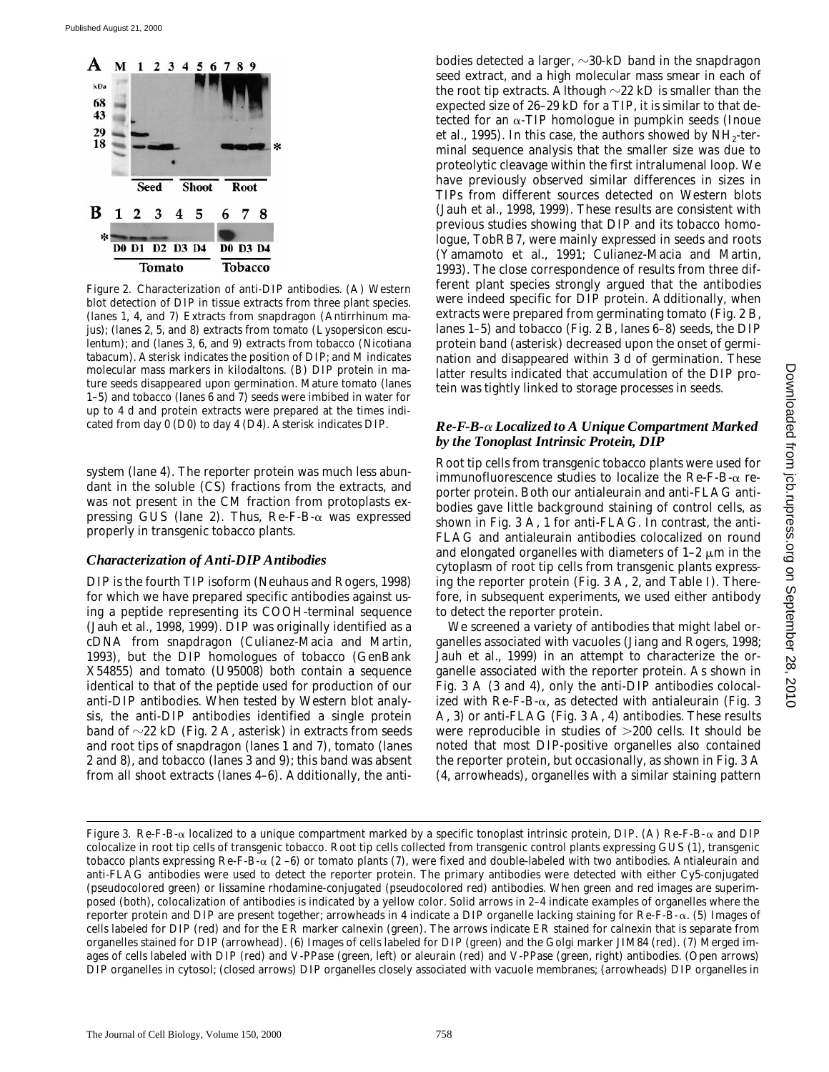Figure 2. Characterization of anti-DIP antibodies. (A) Western blot detection of DIP in tissue extracts from three plant species. (lanes 1, 4, and 7) Extracts from snapdragon (*Antirrhinum majus*); (lanes 2, 5, and 8) extracts from tomato (*Lysopersicon esculentum*); and (lanes 3, 6, and 9) extracts from tobacco (*Nicotiana tabacum*). Asterisk indicates the position of DIP; and M indicates molecular mass markers in kilodaltons. (B) DIP protein in mature seeds disappeared upon germination. Mature tomato (lanes 1–5) and tobacco (lanes 6 and 7) seeds were imbibed in water for up to 4 d and protein extracts were prepared at the times indicated from day 0 (D0) to day 4 (D4). Asterisk indicates DIP.

system (lane 4). The reporter protein was much less abundant in the soluble (CS) fractions from the extracts, and was not present in the CM fraction from protoplasts expressing GUS (lane 2). Thus, Re-F-B-α was expressed properly in transgenic tobacco plants.

### *Characterization of Anti-DIP Antibodies*

DIP is the fourth TIP isoform (Neuhaus and Rogers, 1998) for which we have prepared specific antibodies against using a peptide representing its COOH-terminal sequence (Jauh et al., 1998, 1999). DIP was originally identified as a cDNA from snapdragon (Culianez-Macia and Martin, 1993), but the DIP homologues of tobacco (GenBank X54855) and tomato (U95008) both contain a sequence identical to that of the peptide used for production of our anti-DIP antibodies. When tested by Western blot analysis, the anti-DIP antibodies identified a single protein band of ~22 kD (Fig. 2 A, asterisk) in extracts from seeds and root tips of snapdragon (lanes 1 and 7), tomato (lanes 2 and 8), and tobacco (lanes 3 and 9); this band was absent from all shoot extracts (lanes 4–6). Additionally, the antibodies detected a larger, ~30-kD band in the snapdragon seed extract, and a high molecular mass smear in each of the root tip extracts. Although ~22 kD is smaller than the expected size of 26–29 kD for a TIP, it is similar to that detected for an α-TIP homologue in pumpkin seeds (Inoue et al., 1995). In this case, the authors showed by $NH_2$-terminal sequence analysis that the smaller size was due to proteolytic cleavage within the first intralumenal loop. We have previously observed similar differences in sizes in TIPs from different sources detected on Western blots (Jauh et al., 1998, 1999). These results are consistent with previous studies showing that DIP and its tobacco homologue, TobRB7, were mainly expressed in seeds and roots (Yamamoto et al., 1991; Culianez-Macia and Martin, 1993). The close correspondence of results from three different plant species strongly argued that the antibodies were indeed specific for DIP protein. Additionally, when extracts were prepared from germinating tomato (Fig. 2 B, lanes 1–5) and tobacco (Fig. 2 B, lanes 6–8) seeds, the DIP protein band (asterisk) decreased upon the onset of germination and disappeared within 3 d of germination. These latter results indicated that accumulation of the DIP protein was tightly linked to storage processes in seeds.

### *Re-F-B-α Localized to A Unique Compartment Marked by the Tonoplast Intrinsic Protein, DIP*

Root tip cells from transgenic tobacco plants were used for immunofluorescence studies to localize the Re-F-B-α reporter protein. Both our antialeurain and anti-FLAG antibodies gave little background staining of control cells, as shown in Fig. 3 A, 1 for anti-FLAG. In contrast, the anti-FLAG and antialeurain antibodies colocalized on round and elongated organelles with diameters of 1–2 μm in the cytoplasm of root tip cells from transgenic plants expressing the reporter protein (Fig. 3 A, 2, and Table I). Therefore, in subsequent experiments, we used either antibody to detect the reporter protein.

We screened a variety of antibodies that might label organelles associated with vacuoles (Jiang and Rogers, 1998; Jauh et al., 1999) in an attempt to characterize the organelle associated with the reporter protein. As shown in Fig. 3 A (3 and 4), only the anti-DIP antibodies colocalized with Re-F-B-α, as detected with antialeurain (Fig. 3 A, 3) or anti-FLAG (Fig. 3 A, 4) antibodies. These results were reproducible in studies of >200 cells. It should be noted that most DIP-positive organelles also contained the reporter protein, but occasionally, as shown in Fig. 3 A (4, arrowheads), organelles with a similar staining pattern

Figure 3. Re-F-B-α localized to a unique compartment marked by a specific tonoplast intrinsic protein, DIP. (A) Re-F-B-α and DIP colocalize in root tip cells of transgenic tobacco. Root tip cells collected from transgenic control plants expressing GUS (1), transgenic tobacco plants expressing Re-F-B-α (2–6) or tomato plants (7), were fixed and double-labeled with two antibodies. Antialeurain and anti-FLAG antibodies were used to detect the reporter protein. The primary antibodies were detected with either Cy5-conjugated (pseudocolored green) or lissamine rhodamine-conjugated (pseudocolored red) antibodies. When green and red images are superimposed (both), colocalization of antibodies is indicated by a yellow color. Solid arrows in 2–4 indicate examples of organelles where the reporter protein and DIP are present together; arrowheads in 4 indicate a DIP organelle lacking staining for Re-F-B-α. (5) Images of cells labeled for DIP (red) and for the ER marker calnexin (green). The arrows indicate ER stained for calnexin that is separate from organelles stained for DIP (arrowhead). (6) Images of cells labeled for DIP (green) and the Golgi marker JIM84 (red). (7) Merged images of cells labeled with DIP (red) and V-PPase (green, left) or aleurain (red) and V-PPase (green, right) antibodies. (Open arrows) DIP organelles in cytosol; (closed arrows) DIP organelles closely associated with vacuole membranes; (arrowheads) DIP organelles in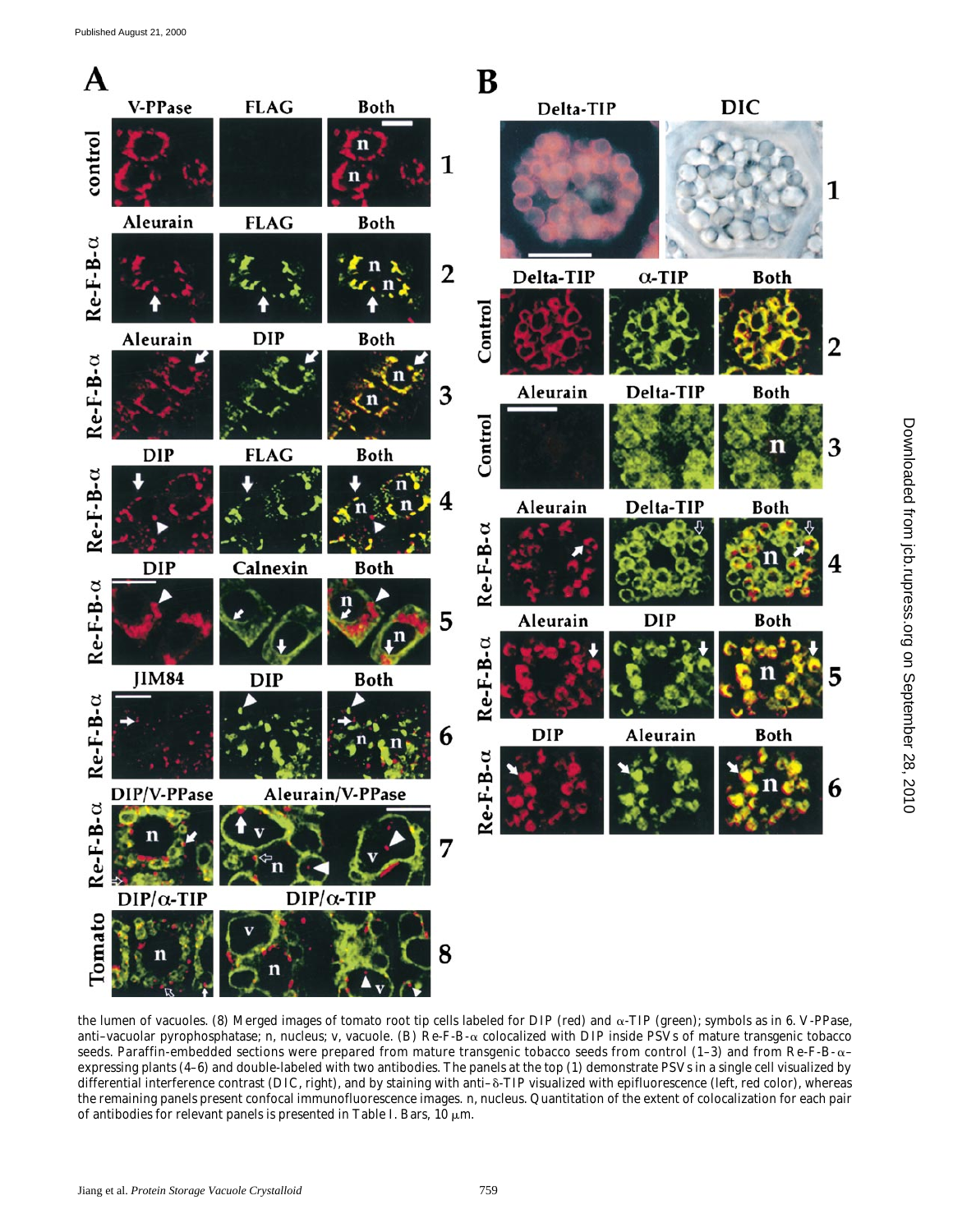the lumen of vacuoles. (8) Merged images of tomato root tip cells labeled for DIP (red) and α-TIP (green); symbols as in 6. V-PPase, anti–vacuolar pyrophosphatase; n, nucleus; v, vacuole. (B) Re-F-B-α colocalized with DIP inside PSVs of mature transgenic tobacco seeds. Paraffin-embedded sections were prepared from mature transgenic tobacco seeds from control (1–3) and from Re-F-B-α–expressing plants (4–6) and double-labeled with two antibodies. The panels at the top (1) demonstrate PSVs in a single cell visualized by differential interference contrast (DIC, right), and by staining with anti–δ-TIP visualized with epifluorescence (left, red color), whereas the remaining panels present confocal immunofluorescence images. n, nucleus. Quantitation of the extent of colocalization for each pair of antibodies for relevant panels is presented in Table I. Bars, 10 μm.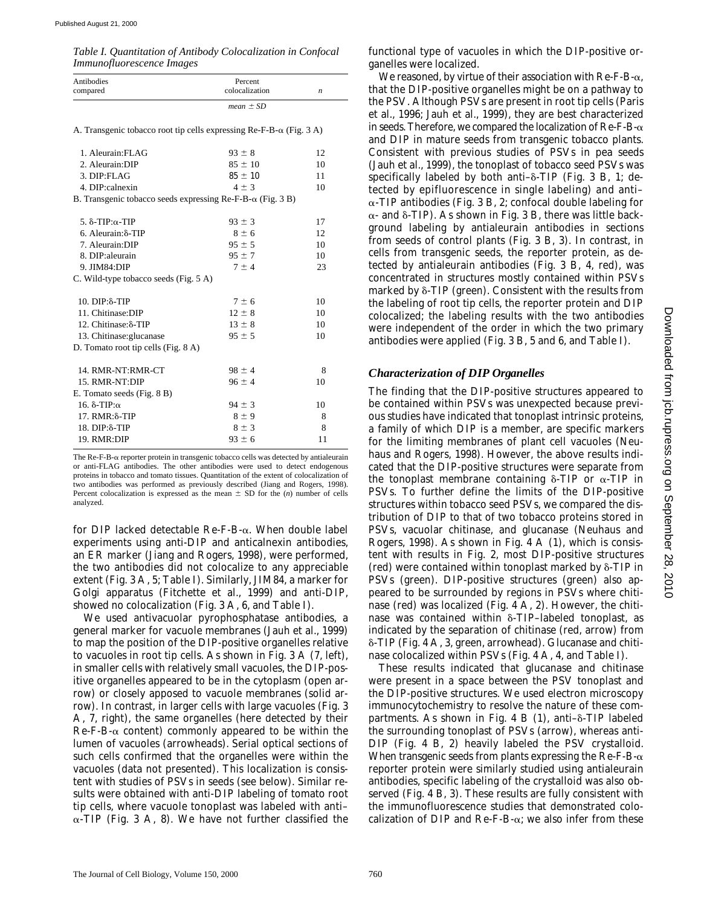*Table I. Quantitation of Antibody Colocalization in Confocal Immunofluorescence Images*

| Antibodies compared | Percent colocalization | *n* |
|---|---|---|
| | *mean ± SD* | |
| A. Transgenic tobacco root tip cells expressing Re-F-B-α (Fig. 3 A) | | |
| 1. Aleurain:FLAG | 93 ± 8 | 12 |
| 2. Aleurain:DIP | 85 ± 10 | 10 |
| 3. DIP:FLAG | 85 ± 10 | 11 |
| 4. DIP:calnexin | 4 ± 3 | 10 |
| B. Transgenic tobacco seeds expressing Re-F-B-α (Fig. 3 B) | | |
| 5. δ-TIP:α-TIP | 93 ± 3 | 17 |
| 6. Aleurain:δ-TIP | 8 ± 6 | 12 |
| 7. Aleurain:DIP | 95 ± 5 | 10 |
| 8. DIP:aleurain | 95 ± 7 | 10 |
| 9. JIM84:DIP | 7 ± 4 | 23 |
| C. Wild-type tobacco seeds (Fig. 5 A) | | |
| 10. DIP:δ-TIP | 7 ± 6 | 10 |
| 11. Chitinase:DIP | 12 ± 8 | 10 |
| 12. Chitinase:δ-TIP | 13 ± 8 | 10 |
| 13. Chitinase:glucanase | 95 ± 5 | 10 |
| D. Tomato root tip cells (Fig. 8 A) | | |
| 14. RMR-NT:RMR-CT | 98 ± 4 | 8 |
| 15. RMR-NT:DIP | 96 ± 4 | 10 |
| E. Tomato seeds (Fig. 8 B) | | |
| 16. δ-TIP:α | 94 ± 3 | 10 |
| 17. RMR:δ-TIP | 8 ± 9 | 8 |
| 18. DIP:δ-TIP | 8 ± 3 | 8 |
| 19. RMR:DIP | 93 ± 6 | 11 |

The Re-F-B-α reporter protein in transgenic tobacco cells was detected by antialeurain or anti-FLAG antibodies. The other antibodies were used to detect endogenous proteins in tobacco and tomato tissues. Quantitation of the extent of colocalization of two antibodies was performed as previously described (Jiang and Rogers, 1998). Percent colocalization is expressed as the mean ± SD for the (*n*) number of cells analyzed.

for DIP lacked detectable Re-F-B-α. When double label experiments using anti-DIP and anticalnexin antibodies, an ER marker (Jiang and Rogers, 1998), were performed, the two antibodies did not colocalize to any appreciable extent (Fig. 3 A, 5; Table I). Similarly, JIM84, a marker for Golgi apparatus (Fitchette et al., 1999) and anti-DIP, showed no colocalization (Fig. 3 A, 6, and Table I).

We used antivacuolar pyrophosphatase antibodies, a general marker for vacuole membranes (Jauh et al., 1999) to map the position of the DIP-positive organelles relative to vacuoles in root tip cells. As shown in Fig. 3 A (7, left), in smaller cells with relatively small vacuoles, the DIP-positive organelles appeared to be in the cytoplasm (open arrow) or closely apposed to vacuole membranes (solid arrow). In contrast, in larger cells with large vacuoles (Fig. 3 A, 7, right), the same organelles (here detected by their Re-F-B-α content) commonly appeared to be within the lumen of vacuoles (arrowheads). Serial optical sections of such cells confirmed that the organelles were within the vacuoles (data not presented). This localization is consistent with studies of PSVs in seeds (see below). Similar results were obtained with anti-DIP labeling of tomato root tip cells, where vacuole tonoplast was labeled with anti–α-TIP (Fig. 3 A, 8). We have not further classified the functional type of vacuoles in which the DIP-positive organelles were localized.

We reasoned, by virtue of their association with Re-F-B-α, that the DIP-positive organelles might be on a pathway to the PSV. Although PSVs are present in root tip cells (Paris et al., 1996; Jauh et al., 1999), they are best characterized in seeds. Therefore, we compared the localization of Re-F-B-α and DIP in mature seeds from transgenic tobacco plants. Consistent with previous studies of PSVs in pea seeds (Jauh et al., 1999), the tonoplast of tobacco seed PSVs was specifically labeled by both anti–δ-TIP (Fig. 3 B, 1; detected by epifluorescence in single labeling) and anti–α-TIP antibodies (Fig. 3 B, 2; confocal double labeling for α- and δ-TIP). As shown in Fig. 3 B, there was little background labeling by antialeurain antibodies in sections from seeds of control plants (Fig. 3 B, 3). In contrast, in cells from transgenic seeds, the reporter protein, as detected by antialeurain antibodies (Fig. 3 B, 4, red), was concentrated in structures mostly contained within PSVs marked by δ-TIP (green). Consistent with the results from the labeling of root tip cells, the reporter protein and DIP colocalized; the labeling results with the two antibodies were independent of the order in which the two primary antibodies were applied (Fig. 3 B, 5 and 6, and Table I).

### *Characterization of DIP Organelles*

The finding that the DIP-positive structures appeared to be contained within PSVs was unexpected because previous studies have indicated that tonoplast intrinsic proteins, a family of which DIP is a member, are specific markers for the limiting membranes of plant cell vacuoles (Neuhaus and Rogers, 1998). However, the above results indicated that the DIP-positive structures were separate from the tonoplast membrane containing δ-TIP or α-TIP in PSVs. To further define the limits of the DIP-positive structures within tobacco seed PSVs, we compared the distribution of DIP to that of two tobacco proteins stored in PSVs, vacuolar chitinase, and glucanase (Neuhaus and Rogers, 1998). As shown in Fig. 4 A (1), which is consistent with results in Fig. 2, most DIP-positive structures (red) were contained within tonoplast marked by δ-TIP in PSVs (green). DIP-positive structures (green) also appeared to be surrounded by regions in PSVs where chitinase (red) was localized (Fig. 4 A, 2). However, the chitinase was contained within δ-TIP–labeled tonoplast, as indicated by the separation of chitinase (red, arrow) from δ-TIP (Fig. 4 A, 3, green, arrowhead). Glucanase and chitinase colocalized within PSVs (Fig. 4 A, 4, and Table I).

These results indicated that glucanase and chitinase were present in a space between the PSV tonoplast and the DIP-positive structures. We used electron microscopy immunocytochemistry to resolve the nature of these compartments. As shown in Fig. 4 B (1), anti–δ-TIP labeled the surrounding tonoplast of PSVs (arrow), whereas anti-DIP (Fig. 4 B, 2) heavily labeled the PSV crystalloid. When transgenic seeds from plants expressing the Re-F-B-α reporter protein were similarly studied using antialeurain antibodies, specific labeling of the crystalloid was also observed (Fig. 4 B, 3). These results are fully consistent with the immunofluorescence studies that demonstrated colocalization of DIP and Re-F-B-α; we also infer from these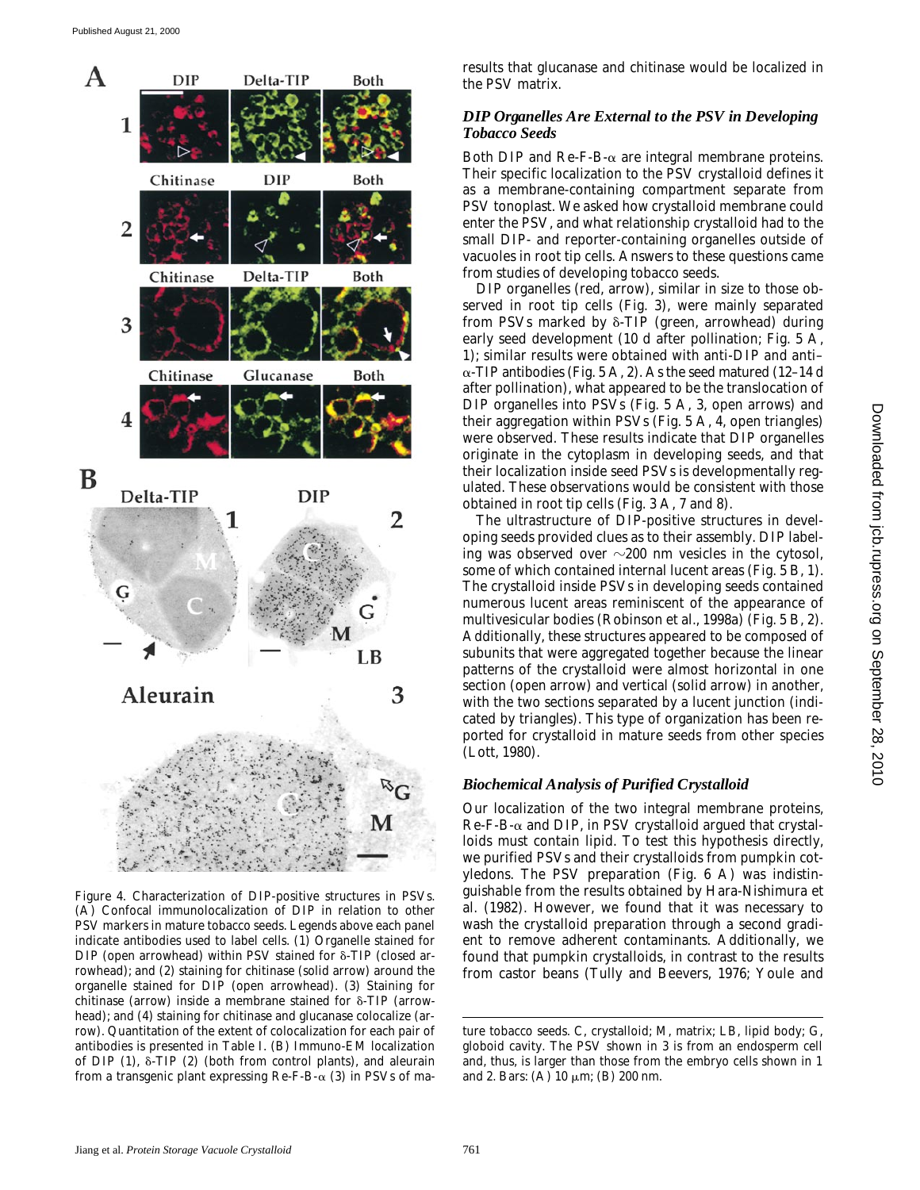Figure 4. Characterization of DIP-positive structures in PSVs. (A) Confocal immunolocalization of DIP in relation to other PSV markers in mature tobacco seeds. Legends above each panel indicate antibodies used to label cells. (1) Organelle stained for DIP (open arrowhead) within PSV stained for δ-TIP (closed arrowhead); and (2) staining for chitinase (solid arrow) around the organelle stained for DIP (open arrowhead). (3) Staining for chitinase (arrow) inside a membrane stained for δ-TIP (arrowhead); and (4) staining for chitinase and glucanase colocalize (arrow). Quantitation of the extent of colocalization for each pair of antibodies is presented in Table I. (B) Immuno-EM localization of DIP (1), δ-TIP (2) (both from control plants), and aleurain from a transgenic plant expressing Re-F-B-α (3) in PSVs of mature tobacco seeds. C, crystalloid; M, matrix; LB, lipid body; G, globoid cavity. The PSV shown in 3 is from an endosperm cell and, thus, is larger than those from the embryo cells shown in 1 and 2. Bars: (A) 10 μm; (B) 200 nm.

results that glucanase and chitinase would be localized in the PSV matrix.

### *DIP Organelles Are External to the PSV in Developing Tobacco Seeds*

Both DIP and Re-F-B-α are integral membrane proteins. Their specific localization to the PSV crystalloid defines it as a membrane-containing compartment separate from PSV tonoplast. We asked how crystalloid membrane could enter the PSV, and what relationship crystalloid had to the small DIP- and reporter-containing organelles outside of vacuoles in root tip cells. Answers to these questions came from studies of developing tobacco seeds.

DIP organelles (red, arrow), similar in size to those observed in root tip cells (Fig. 3), were mainly separated from PSVs marked by δ-TIP (green, arrowhead) during early seed development (10 d after pollination; Fig. 5 A, 1); similar results were obtained with anti-DIP and anti–α-TIP antibodies (Fig. 5 A, 2). As the seed matured (12–14 d after pollination), what appeared to be the translocation of DIP organelles into PSVs (Fig. 5 A, 3, open arrows) and their aggregation within PSVs (Fig. 5 A, 4, open triangles) were observed. These results indicate that DIP organelles originate in the cytoplasm in developing seeds, and that their localization inside seed PSVs is developmentally regulated. These observations would be consistent with those obtained in root tip cells (Fig. 3 A, 7 and 8).

The ultrastructure of DIP-positive structures in developing seeds provided clues as to their assembly. DIP labeling was observed over ~200 nm vesicles in the cytosol, some of which contained internal lucent areas (Fig. 5 B, 1). The crystalloid inside PSVs in developing seeds contained numerous lucent areas reminiscent of the appearance of multivesicular bodies (Robinson et al., 1998a) (Fig. 5 B, 2). Additionally, these structures appeared to be composed of subunits that were aggregated together because the linear patterns of the crystalloid were almost horizontal in one section (open arrow) and vertical (solid arrow) in another, with the two sections separated by a lucent junction (indicated by triangles). This type of organization has been reported for crystalloid in mature seeds from other species (Lott, 1980).

### *Biochemical Analysis of Purified Crystalloid*

Our localization of the two integral membrane proteins, Re-F-B-α and DIP, in PSV crystalloid argued that crystalloids must contain lipid. To test this hypothesis directly, we purified PSVs and their crystalloids from pumpkin cotyledons. The PSV preparation (Fig. 6 A) was indistinguishable from the results obtained by Hara-Nishimura et al. (1982). However, we found that it was necessary to wash the crystalloid preparation through a second gradient to remove adherent contaminants. Additionally, we found that pumpkin crystalloids, in contrast to the results from castor beans (Tully and Beevers, 1976; Youle and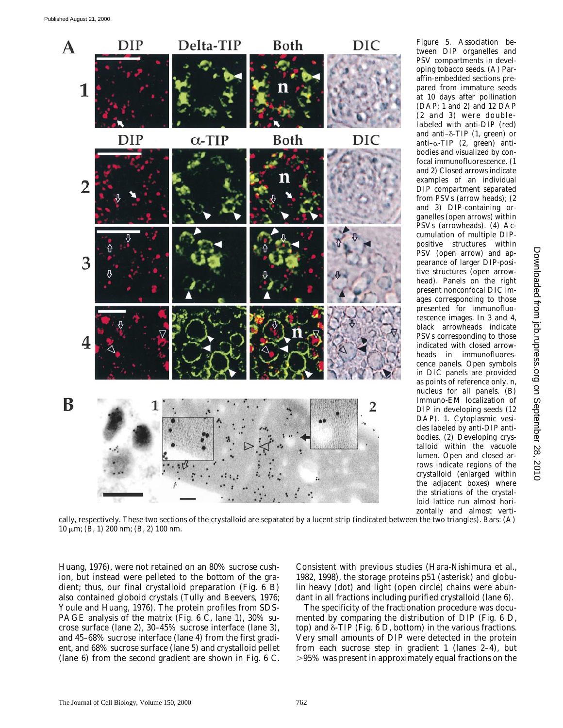Figure 5. Association between DIP organelles and PSV compartments in developing tobacco seeds. (A) Paraffin-embedded sections prepared from immature seeds at 10 days after pollination (DAP; 1 and 2) and 12 DAP (2 and 3) were double-labeled with anti-DIP (red) and anti–δ-TIP (1, green) or anti–α-TIP (2, green) antibodies and visualized by confocal immunofluorescence. (1 and 2) Closed arrows indicate examples of an individual DIP compartment separated from PSVs (arrow heads); (2 and 3) DIP-containing organelles (open arrows) within PSVs (arrowheads). (4) Accumulation of multiple DIP-positive structures within PSV (open arrow) and appearance of larger DIP-positive structures (open arrowhead). Panels on the right present nonconfocal DIC images corresponding to those presented for immunofluorescence images. In 3 and 4, black arrowheads indicate PSVs corresponding to those indicated with closed arrowheads in immunofluorescence panels. Open symbols in DIC panels are provided as points of reference only. n, nucleus for all panels. (B) Immuno-EM localization of DIP in developing seeds (12 DAP). 1. Cytoplasmic vesicles labeled by anti-DIP antibodies. (2) Developing crystalloid within the vacuole lumen. Open and closed arrows indicate regions of the crystalloid (enlarged within the adjacent boxes) where the striations of the crystalloid lattice run almost horizontally and almost vertically, respectively. These two sections of the crystalloid are separated by a lucent strip (indicated between the two triangles). Bars: (A) 10 μm; (B, 1) 200 nm; (B, 2) 100 nm.

Huang, 1976), were not retained on an 80% sucrose cushion, but instead were pelleted to the bottom of the gradient; thus, our final crystalloid preparation (Fig. 6 B) also contained globoid crystals (Tully and Beevers, 1976; Youle and Huang, 1976). The protein profiles from SDS-PAGE analysis of the matrix (Fig. 6 C, lane 1), 30% sucrose surface (lane 2), 30–45% sucrose interface (lane 3), and 45–68% sucrose interface (lane 4) from the first gradient, and 68% sucrose surface (lane 5) and crystalloid pellet (lane 6) from the second gradient are shown in Fig. 6 C. Consistent with previous studies (Hara-Nishimura et al., 1982, 1998), the storage proteins p51 (asterisk) and globulin heavy (dot) and light (open circle) chains were abundant in all fractions including purified crystalloid (lane 6).

The specificity of the fractionation procedure was documented by comparing the distribution of DIP (Fig. 6 D, top) and δ-TIP (Fig. 6 D, bottom) in the various fractions. Very small amounts of DIP were detected in the protein from each sucrose step in gradient 1 (lanes 2–4), but >95% was present in approximately equal fractions on the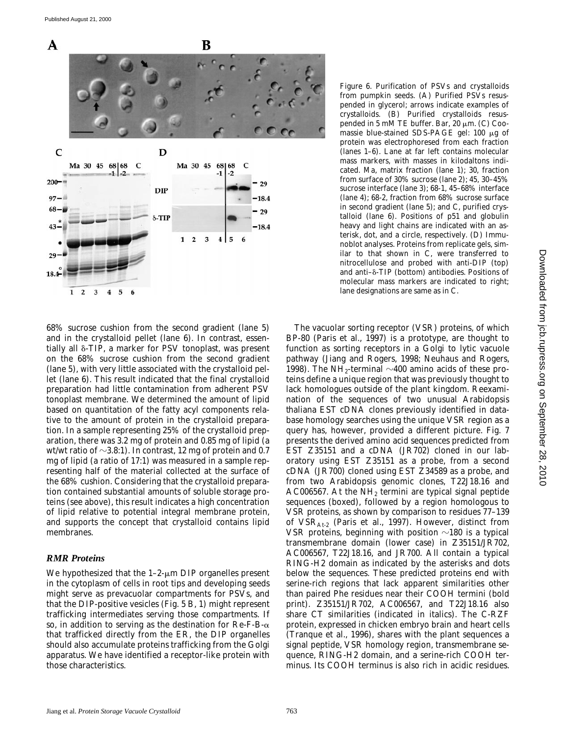Figure 6. Purification of PSVs and crystalloids from pumpkin seeds. (A) Purified PSVs resuspended in glycerol; arrows indicate examples of crystalloids. (B) Purified crystalloids resuspended in 5 mM TE buffer. Bar, 20 μm. (C) Coomassie blue–stained SDS-PAGE gel: 100 μg of protein was electrophoresed from each fraction (lanes 1–6). Lane at far left contains molecular mass markers, with masses in kilodaltons indicated. Ma, matrix fraction (lane 1); 30, fraction from surface of 30% sucrose (lane 2); 45, 30–45% sucrose interface (lane 3); 68-1, 45–68% interface (lane 4); 68-2, fraction from 68% sucrose surface in second gradient (lane 5); and C, purified crystalloid (lane 6). Positions of p51 and globulin heavy and light chains are indicated with an asterisk, dot, and a circle, respectively. (D) Immunoblot analyses. Proteins from replicate gels, similar to that shown in C, were transferred to nitrocellulose and probed with anti-DIP (top) and anti–δ-TIP (bottom) antibodies. Positions of molecular mass markers are indicated to right; lane designations are same as in C.

68% sucrose cushion from the second gradient (lane 5) and in the crystalloid pellet (lane 6). In contrast, essentially all δ-TIP, a marker for PSV tonoplast, was present on the 68% sucrose cushion from the second gradient (lane 5), with very little associated with the crystalloid pellet (lane 6). This result indicated that the final crystalloid preparation had little contamination from adherent PSV tonoplast membrane. We determined the amount of lipid based on quantitation of the fatty acyl components relative to the amount of protein in the crystalloid preparation. In a sample representing 25% of the crystalloid preparation, there was 3.2 mg of protein and 0.85 mg of lipid (a wt/wt ratio of ∼3.8:1). In contrast, 12 mg of protein and 0.7 mg of lipid (a ratio of 17:1) was measured in a sample representing half of the material collected at the surface of the 68% cushion. Considering that the crystalloid preparation contained substantial amounts of soluble storage proteins (see above), this result indicates a high concentration of lipid relative to potential integral membrane protein, and supports the concept that crystalloid contains lipid membranes.

### *RMR Proteins*

We hypothesized that the 1–2-μm DIP organelles present in the cytoplasm of cells in root tips and developing seeds might serve as prevacuolar compartments for PSVs, and that the DIP-positive vesicles (Fig. 5 B, 1) might represent trafficking intermediates serving those compartments. If so, in addition to serving as the destination for Re-F-B-α that trafficked directly from the ER, the DIP organelles should also accumulate proteins trafficking from the Golgi apparatus. We have identified a receptor-like protein with those characteristics.

The vacuolar sorting receptor (VSR) proteins, of which BP-80 (Paris et al., 1997) is a prototype, are thought to function as sorting receptors in a Golgi to lytic vacuole pathway (Jiang and Rogers, 1998; Neuhaus and Rogers, 1998). The $NH_2$-terminal ∼400 amino acids of these proteins define a unique region that was previously thought to lack homologues outside of the plant kingdom. Reexamination of the sequences of two unusual Arabidopsis thaliana EST cDNA clones previously identified in database homology searches using the unique VSR region as a query has, however, provided a different picture. Fig. 7 presents the derived amino acid sequences predicted from EST Z35151 and a cDNA (JR702) cloned in our laboratory using EST Z35151 as a probe, from a second cDNA (JR700) cloned using EST Z34589 as a probe, and from two Arabidopsis genomic clones, T22J18.16 and AC006567. At the $NH_2$ termini are typical signal peptide sequences (boxed), followed by a region homologous to VSR proteins, as shown by comparison to residues 77–139 of $VSR_{At\text{-}2}$ (Paris et al., 1997). However, distinct from VSR proteins, beginning with position ∼180 is a typical transmembrane domain (lower case) in Z35151/JR702, AC006567, T22J18.16, and JR700. All contain a typical RING-H2 domain as indicated by the asterisks and dots below the sequences. These predicted proteins end with serine-rich regions that lack apparent similarities other than paired Phe residues near their COOH termini (bold print). Z35151/JR702, AC006567, and T22J18.16 also share CT similarities (indicated in italics). The C-RZF protein, expressed in chicken embryo brain and heart cells (Tranque et al., 1996), shares with the plant sequences a signal peptide, VSR homology region, transmembrane sequence, RING-H2 domain, and a serine-rich COOH terminus. Its COOH terminus is also rich in acidic residues.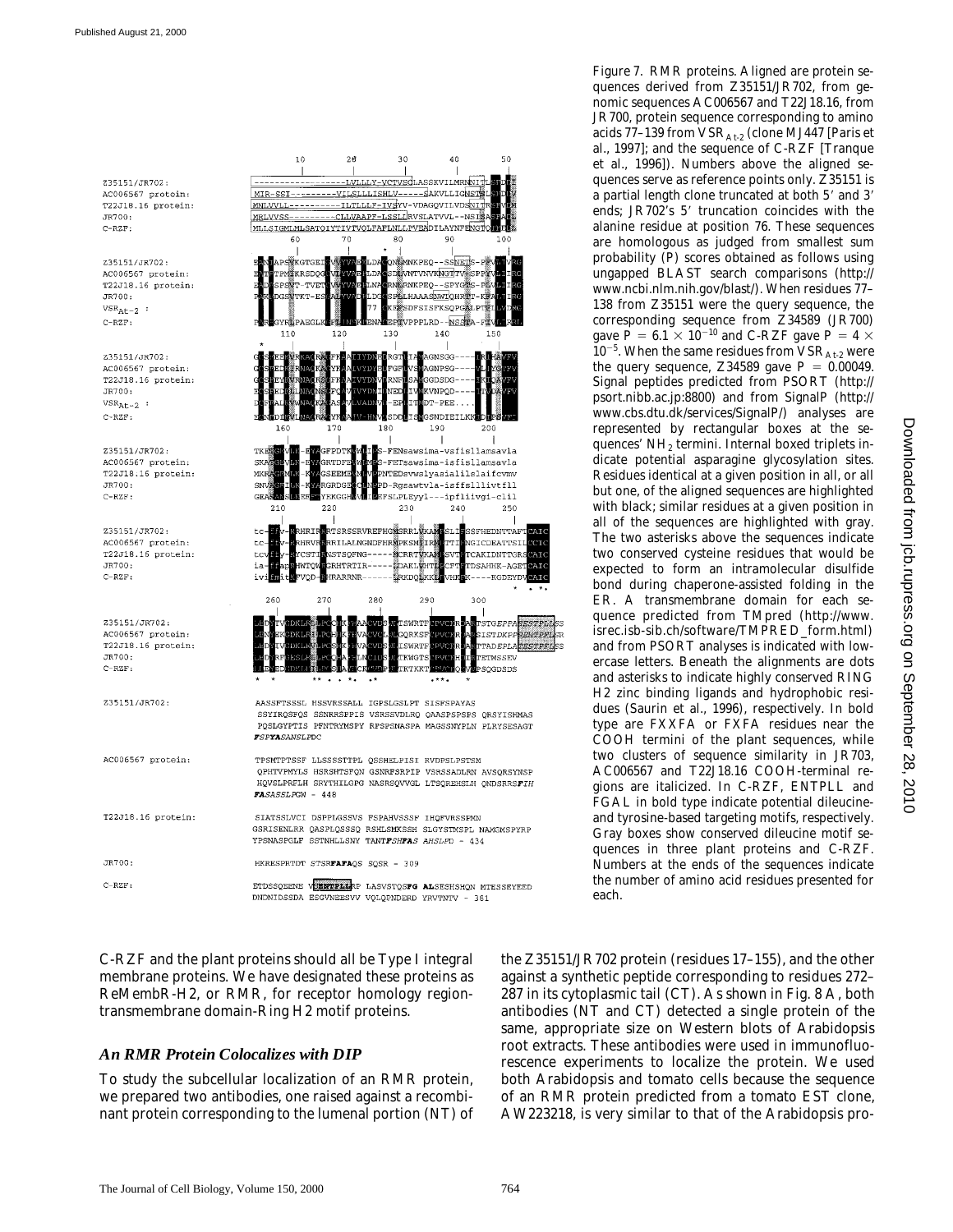Figure 7. RMR proteins. Aligned are protein sequences derived from Z35151/JR702, from genomic sequences AC006567 and T22J18.16, from JR700, protein sequence corresponding to amino acids 77–139 from $VSR_{At-2}$ (clone MJ447 [Paris et al., 1997]; and the sequence of C-RZF [Tranque et al., 1996]). Numbers above the aligned sequences serve as reference points only. Z35151 is a partial length clone truncated at both 5′ and 3′ ends; JR702's 5′ truncation coincides with the alanine residue at position 76. These sequences are homologous as judged from smallest sum probability (P) scores obtained as follows using ungapped BLAST search comparisons (http://www.ncbi.nlm.nih.gov/blast/). When residues 77–138 from Z35151 were the query sequence, the corresponding sequence from Z34589 (JR700) gave $P = 6.1 \times 10^{-10}$ and C-RZF gave $P = 4 \times 10^{-5}$. When the same residues from $VSR_{At-2}$ were the query sequence, Z34589 gave $P = 0.00049$. Signal peptides predicted from PSORT (http://psort.nibb.ac.jp:8800) and from SignalP (http://www.cbs.dtu.dk/services/SignalP/) analyses are represented by rectangular boxes at the sequences' $NH_2$ termini. Internal boxed triplets indicate potential asparagine glycosylation sites. Residues identical at a given position in all, or all but one, of the aligned sequences are highlighted with black; similar residues at a given position in all of the sequences are highlighted with gray. The two asterisks above the sequences indicate two conserved cysteine residues that would be expected to form an intramolecular disulfide bond during chaperone-assisted folding in the ER. A transmembrane domain for each sequence predicted from TMpred (http://www.isrec.isb-sib.ch/software/TMPRED_form.html) and from PSORT analyses is indicated with lowercase letters. Beneath the alignments are dots and asterisks to indicate highly conserved RING H2 zinc binding ligands and hydrophobic residues (Saurin et al., 1996), respectively. In bold type are FXXFA or FXFA residues near the COOH termini of the plant sequences, while two clusters of sequence similarity in JR703, AC006567 and T22J18.16 COOH-terminal regions are italicized. In C-RZF, ENTPLL and FGAL in bold type indicate potential dileucine- and tyrosine-based targeting motifs, respectively. Gray boxes show conserved dileucine motif sequences in three plant proteins and C-RZF. Numbers at the ends of the sequences indicate the number of amino acid residues presented for each.

C-RZF and the plant proteins should all be Type I integral membrane proteins. We have designated these proteins as ReMembR-H2, or RMR, for receptor homology region-transmembrane domain-Ring H2 motif proteins.

## An RMR Protein Colocalizes with DIP

To study the subcellular localization of an RMR protein, we prepared two antibodies, one raised against a recombinant protein corresponding to the lumenal portion (NT) of the Z35151/JR702 protein (residues 17–155), and the other against a synthetic peptide corresponding to residues 272–287 in its cytoplasmic tail (CT). As shown in Fig. 8 A, both antibodies (NT and CT) detected a single protein of the same, appropriate size on Western blots of Arabidopsis root extracts. These antibodies were used in immunofluorescence experiments to localize the protein. We used both Arabidopsis and tomato cells because the sequence of an RMR protein predicted from a tomato EST clone, AW223218, is very similar to that of the Arabidopsis pro-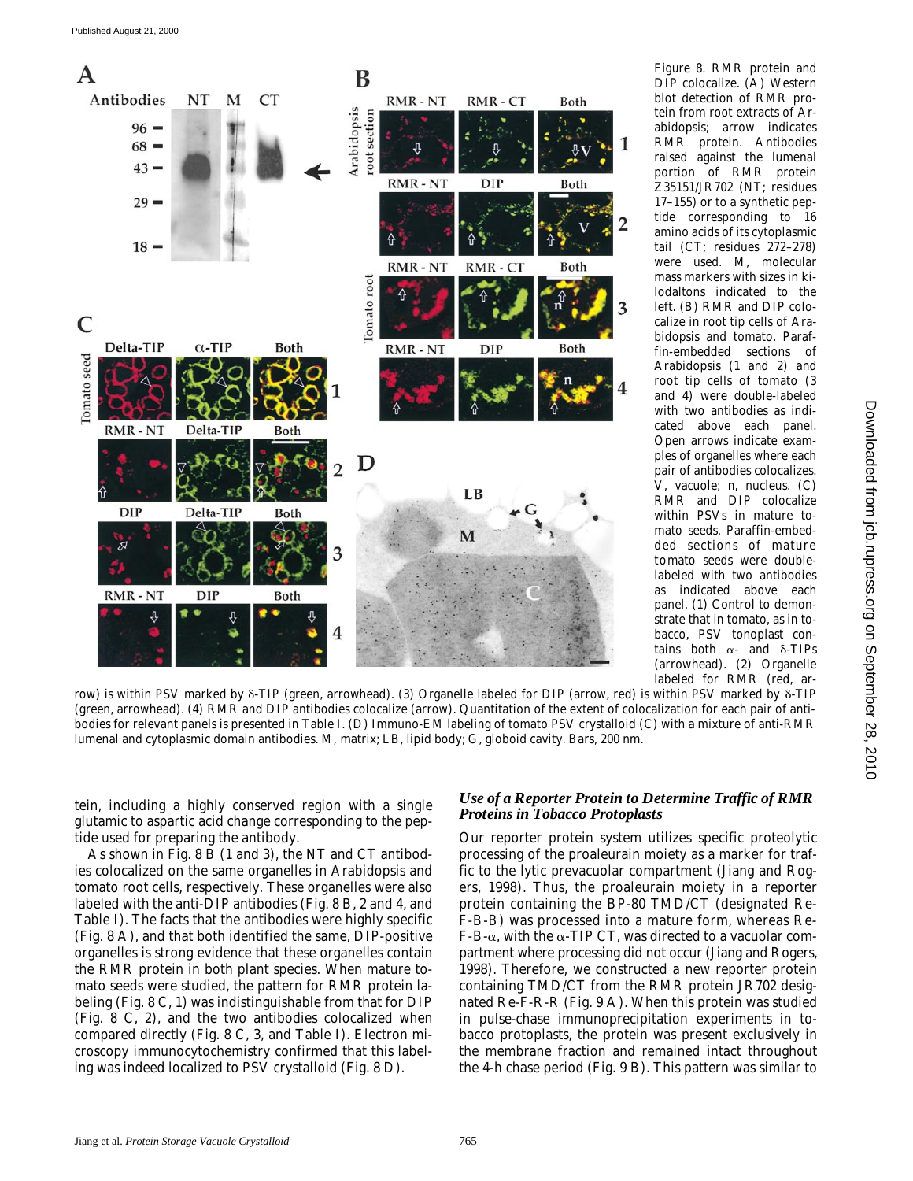Figure 8. RMR protein and DIP colocalize. (A) Western blot detection of RMR protein from root extracts of Arabidopsis; arrow indicates RMR protein. Antibodies raised against the lumenal portion of RMR protein Z35151/JR702 (NT; residues 17–155) or to a synthetic peptide corresponding to 16 amino acids of its cytoplasmic tail (CT; residues 272–278) were used. M, molecular mass markers with sizes in kilodaltons indicated to the left. (B) RMR and DIP colocalize in root tip cells of Arabidopsis and tomato. Paraffin-embedded sections of Arabidopsis (1 and 2) and root tip cells of tomato (3 and 4) were double-labeled with two antibodies as indicated above each panel. Open arrows indicate examples of organelles where each pair of antibodies colocalizes. V, vacuole; n, nucleus. (C) RMR and DIP colocalize within PSVs in mature tomato seeds. Paraffin-embedded sections of mature tomato seeds were double-labeled with two antibodies as indicated above each panel. (1) Control to demonstrate that in tomato, as in tobacco, PSV tonoplast contains both α- and δ-TIPs (arrowhead). (2) Organelle labeled for RMR (red, arrow) is within PSV marked by δ-TIP (green, arrowhead). (3) Organelle labeled for DIP (arrow, red) is within PSV marked by δ-TIP (green, arrowhead). (4) RMR and DIP antibodies colocalize (arrow). Quantitation of the extent of colocalization for each pair of antibodies for relevant panels is presented in Table I. (D) Immuno-EM labeling of tomato PSV crystalloid (C) with a mixture of anti-RMR lumenal and cytoplasmic domain antibodies. M, matrix; LB, lipid body; G, globoid cavity. Bars, 200 nm.

tein, including a highly conserved region with a single glutamic to aspartic acid change corresponding to the peptide used for preparing the antibody.

As shown in Fig. 8 B (1 and 3), the NT and CT antibodies colocalized on the same organelles in Arabidopsis and tomato root cells, respectively. These organelles were also labeled with the anti-DIP antibodies (Fig. 8 B, 2 and 4, and Table I). The facts that the antibodies were highly specific (Fig. 8 A), and that both identified the same, DIP-positive organelles is strong evidence that these organelles contain the RMR protein in both plant species. When mature tomato seeds were studied, the pattern for RMR protein labeling (Fig. 8 C, 1) was indistinguishable from that for DIP (Fig. 8 C, 2), and the two antibodies colocalized when compared directly (Fig. 8 C, 3, and Table I). Electron microscopy immunocytochemistry confirmed that this labeling was indeed localized to PSV crystalloid (Fig. 8 D).

### *Use of a Reporter Protein to Determine Traffic of RMR Proteins in Tobacco Protoplasts*

Our reporter protein system utilizes specific proteolytic processing of the proaleurain moiety as a marker for traffic to the lytic prevacuolar compartment (Jiang and Rogers, 1998). Thus, the proaleurain moiety in a reporter protein containing the BP-80 TMD/CT (designated Re-F-B-B) was processed into a mature form, whereas Re-F-B-α, with the α-TIP CT, was directed to a vacuolar compartment where processing did not occur (Jiang and Rogers, 1998). Therefore, we constructed a new reporter protein containing TMD/CT from the RMR protein JR702 designated Re-F-R-R (Fig. 9 A). When this protein was studied in pulse-chase immunoprecipitation experiments in tobacco protoplasts, the protein was present exclusively in the membrane fraction and remained intact throughout the 4-h chase period (Fig. 9 B). This pattern was similar to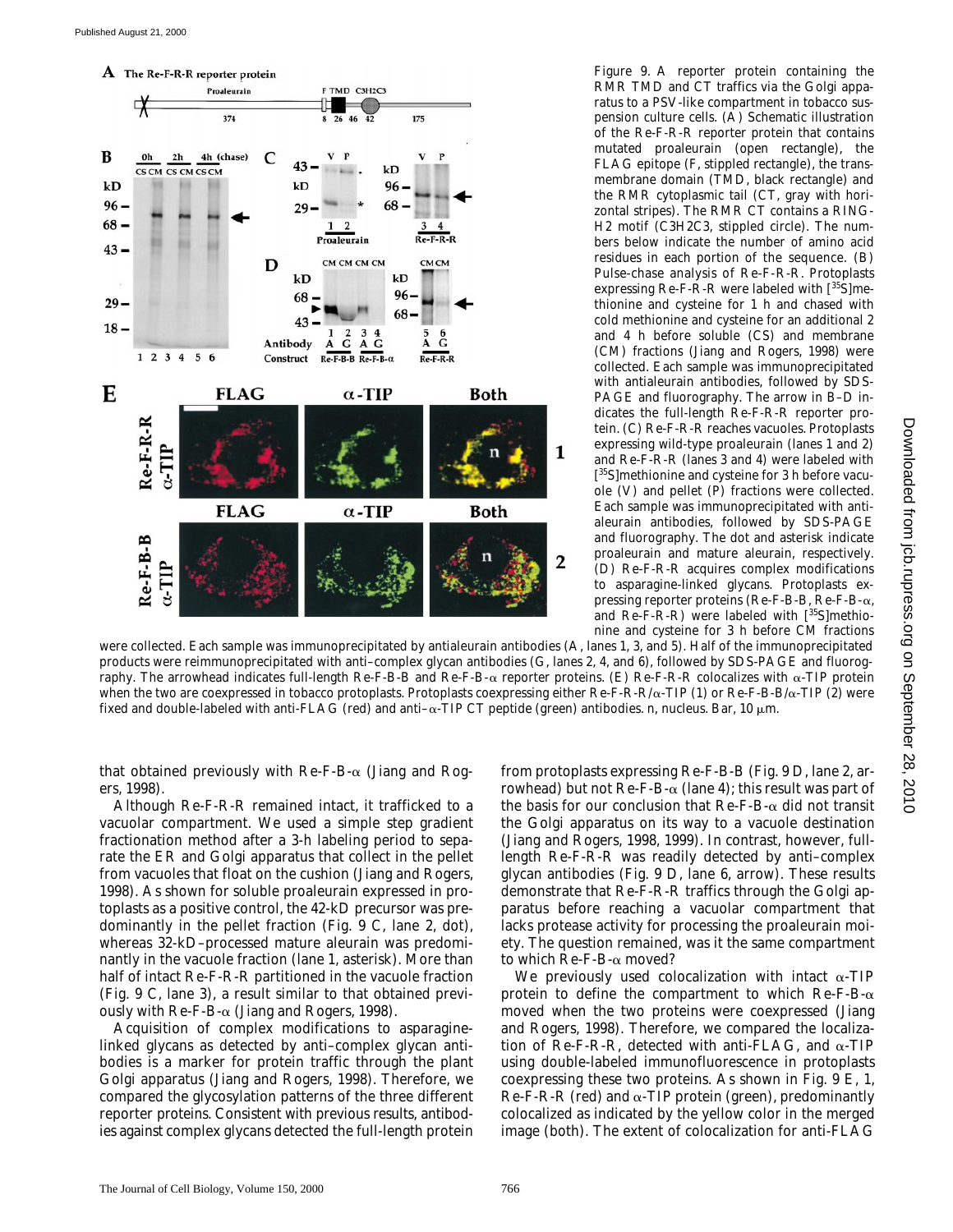Figure 9. A reporter protein containing the RMR TMD and CT traffics via the Golgi apparatus to a PSV-like compartment in tobacco suspension culture cells. (A) Schematic illustration of the Re-F-R-R reporter protein that contains mutated proaleurain (open rectangle), the FLAG epitope (F, stippled rectangle), the transmembrane domain (TMD, black rectangle) and the RMR cytoplasmic tail (CT, gray with horizontal stripes). The RMR CT contains a RING-H2 motif (C3H2C3, stippled circle). The numbers below indicate the number of amino acid residues in each portion of the sequence. (B) Pulse-chase analysis of Re-F-R-R. Protoplasts expressing Re-F-R-R were labeled with [$^{35}$S]methionine and cysteine for 1 h and chased with cold methionine and cysteine for an additional 2 and 4 h before soluble (CS) and membrane (CM) fractions (Jiang and Rogers, 1998) were collected. Each sample was immunoprecipitated with antialeurain antibodies, followed by SDS-PAGE and fluorography. The arrow in B–D indicates the full-length Re-F-R-R reporter protein. (C) Re-F-R-R reaches vacuoles. Protoplasts expressing wild-type proaleurain (lanes 1 and 2) and Re-F-R-R (lanes 3 and 4) were labeled with [$^{35}$S]methionine and cysteine for 3 h before vacuole (V) and pellet (P) fractions were collected. Each sample was immunoprecipitated with antialeurain antibodies, followed by SDS-PAGE and fluorography. The dot and asterisk indicate proaleurain and mature aleurain, respectively. (D) Re-F-R-R acquires complex modifications to asparagine-linked glycans. Protoplasts expressing reporter proteins (Re-F-B-B, Re-F-B-α, and Re-F-R-R) were labeled with [$^{35}$S]methionine and cysteine for 3 h before CM fractions were collected. Each sample was immunoprecipitated by antialeurain antibodies (A, lanes 1, 3, and 5). Half of the immunoprecipitated products were reimmunoprecipitated with anti–complex glycan antibodies (G, lanes 2, 4, and 6), followed by SDS-PAGE and fluorography. The arrowhead indicates full-length Re-F-B-B and Re-F-B-α reporter proteins. (E) Re-F-R-R colocalizes with α-TIP protein when the two are coexpressed in tobacco protoplasts. Protoplasts coexpressing either Re-F-R-R/α-TIP (1) or Re-F-B-B/α-TIP (2) were fixed and double-labeled with anti-FLAG (red) and anti–α-TIP CT peptide (green) antibodies. n, nucleus. Bar, 10 μm.

that obtained previously with Re-F-B-α (Jiang and Rogers, 1998).

Although Re-F-R-R remained intact, it trafficked to a vacuolar compartment. We used a simple step gradient fractionation method after a 3-h labeling period to separate the ER and Golgi apparatus that collect in the pellet from vacuoles that float on the cushion (Jiang and Rogers, 1998). As shown for soluble proaleurain expressed in protoplasts as a positive control, the 42-kD precursor was predominantly in the pellet fraction (Fig. 9 C, lane 2, dot), whereas 32-kD–processed mature aleurain was predominantly in the vacuole fraction (lane 1, asterisk). More than half of intact Re-F-R-R partitioned in the vacuole fraction (Fig. 9 C, lane 3), a result similar to that obtained previously with Re-F-B-α (Jiang and Rogers, 1998).

Acquisition of complex modifications to asparagine-linked glycans as detected by anti–complex glycan antibodies is a marker for protein traffic through the plant Golgi apparatus (Jiang and Rogers, 1998). Therefore, we compared the glycosylation patterns of the three different reporter proteins. Consistent with previous results, antibodies against complex glycans detected the full-length protein from protoplasts expressing Re-F-B-B (Fig. 9 D, lane 2, arrowhead) but not Re-F-B-α (lane 4); this result was part of the basis for our conclusion that Re-F-B-α did not transit the Golgi apparatus on its way to a vacuole destination (Jiang and Rogers, 1998, 1999). In contrast, however, full-length Re-F-R-R was readily detected by anti–complex glycan antibodies (Fig. 9 D, lane 6, arrow). These results demonstrate that Re-F-R-R traffics through the Golgi apparatus before reaching a vacuolar compartment that lacks protease activity for processing the proaleurain moiety. The question remained, was it the same compartment to which Re-F-B-α moved?

We previously used colocalization with intact α-TIP protein to define the compartment to which Re-F-B-α moved when the two proteins were coexpressed (Jiang and Rogers, 1998). Therefore, we compared the localization of Re-F-R-R, detected with anti-FLAG, and α-TIP using double-labeled immunofluorescence in protoplasts coexpressing these two proteins. As shown in Fig. 9 E, 1, Re-F-R-R (red) and α-TIP protein (green), predominantly colocalized as indicated by the yellow color in the merged image (both). The extent of colocalization for anti-FLAG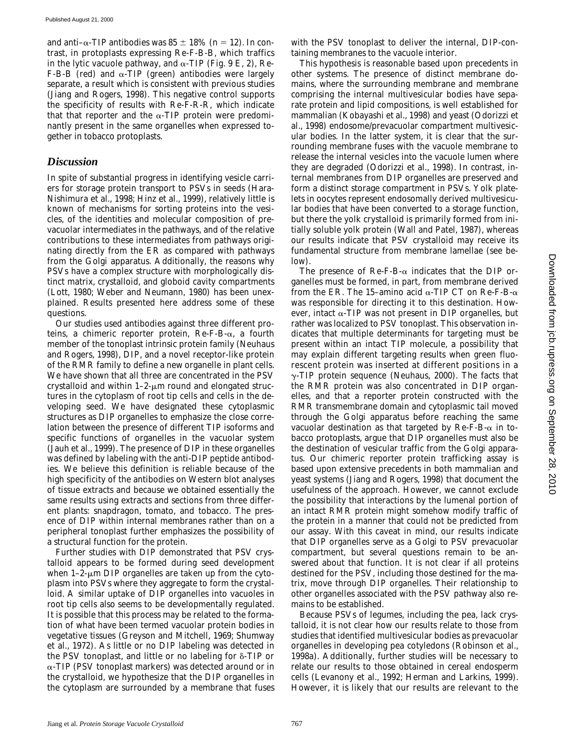and anti–α-TIP antibodies was 85 ± 18% ($n = 12$). In contrast, in protoplasts expressing Re-F-B-B, which traffics in the lytic vacuole pathway, and α-TIP (Fig. 9 E, 2), Re-F-B-B (red) and α-TIP (green) antibodies were largely separate, a result which is consistent with previous studies (Jiang and Rogers, 1998). This negative control supports the specificity of results with Re-F-R-R, which indicate that that reporter and the α-TIP protein were predominantly present in the same organelles when expressed together in tobacco protoplasts.

## *Discussion*

In spite of substantial progress in identifying vesicle carriers for storage protein transport to PSVs in seeds (Hara-Nishimura et al., 1998; Hinz et al., 1999), relatively little is known of mechanisms for sorting proteins into the vesicles, of the identities and molecular composition of prevacuolar intermediates in the pathways, and of the relative contributions to these intermediates from pathways originating directly from the ER as compared with pathways from the Golgi apparatus. Additionally, the reasons why PSVs have a complex structure with morphologically distinct matrix, crystalloid, and globoid cavity compartments (Lott, 1980; Weber and Neumann, 1980) has been unexplained. Results presented here address some of these questions.

Our studies used antibodies against three different proteins, a chimeric reporter protein, Re-F-B-α, a fourth member of the tonoplast intrinsic protein family (Neuhaus and Rogers, 1998), DIP, and a novel receptor-like protein of the RMR family to define a new organelle in plant cells. We have shown that all three are concentrated in the PSV crystalloid and within 1–2-μm round and elongated structures in the cytoplasm of root tip cells and cells in the developing seed. We have designated these cytoplasmic structures as DIP organelles to emphasize the close correlation between the presence of different TIP isoforms and specific functions of organelles in the vacuolar system (Jauh et al., 1999). The presence of DIP in these organelles was defined by labeling with the anti-DIP peptide antibodies. We believe this definition is reliable because of the high specificity of the antibodies on Western blot analyses of tissue extracts and because we obtained essentially the same results using extracts and sections from three different plants: snapdragon, tomato, and tobacco. The presence of DIP within internal membranes rather than on a peripheral tonoplast further emphasizes the possibility of a structural function for the protein.

Further studies with DIP demonstrated that PSV crystalloid appears to be formed during seed development when 1–2-μm DIP organelles are taken up from the cytoplasm into PSVs where they aggregate to form the crystalloid. A similar uptake of DIP organelles into vacuoles in root tip cells also seems to be developmentally regulated. It is possible that this process may be related to the formation of what have been termed vacuolar protein bodies in vegetative tissues (Greyson and Mitchell, 1969; Shumway et al., 1972). As little or no DIP labeling was detected in the PSV tonoplast, and little or no labeling for δ-TIP or α-TIP (PSV tonoplast markers) was detected around or in the crystalloid, we hypothesize that the DIP organelles in the cytoplasm are surrounded by a membrane that fuses with the PSV tonoplast to deliver the internal, DIP-containing membranes to the vacuole interior.

This hypothesis is reasonable based upon precedents in other systems. The presence of distinct membrane domains, where the surrounding membrane and membrane comprising the internal multivesicular bodies have separate protein and lipid compositions, is well established for mammalian (Kobayashi et al., 1998) and yeast (Odorizzi et al., 1998) endosome/prevacuolar compartment multivesicular bodies. In the latter system, it is clear that the surrounding membrane fuses with the vacuole membrane to release the internal vesicles into the vacuole lumen where they are degraded (Odorizzi et al., 1998). In contrast, internal membranes from DIP organelles are preserved and form a distinct storage compartment in PSVs. Yolk platelets in oocytes represent endosomally derived multivesicular bodies that have been converted to a storage function, but there the yolk crystalloid is primarily formed from initially soluble yolk protein (Wall and Patel, 1987), whereas our results indicate that PSV crystalloid may receive its fundamental structure from membrane lamellae (see below).

The presence of Re-F-B-α indicates that the DIP organelles must be formed, in part, from membrane derived from the ER. The 15–amino acid α-TIP CT on Re-F-B-α was responsible for directing it to this destination. However, intact α-TIP was not present in DIP organelles, but rather was localized to PSV tonoplast. This observation indicates that multiple determinants for targeting must be present within an intact TIP molecule, a possibility that may explain different targeting results when green fluorescent protein was inserted at different positions in a γ-TIP protein sequence (Neuhaus, 2000). The facts that the RMR protein was also concentrated in DIP organelles, and that a reporter protein constructed with the RMR transmembrane domain and cytoplasmic tail moved through the Golgi apparatus before reaching the same vacuolar destination as that targeted by Re-F-B-α in tobacco protoplasts, argue that DIP organelles must also be the destination of vesicular traffic from the Golgi apparatus. Our chimeric reporter protein trafficking assay is based upon extensive precedents in both mammalian and yeast systems (Jiang and Rogers, 1998) that document the usefulness of the approach. However, we cannot exclude the possibility that interactions by the lumenal portion of an intact RMR protein might somehow modify traffic of the protein in a manner that could not be predicted from our assay. With this caveat in mind, our results indicate that DIP organelles serve as a Golgi to PSV prevacuolar compartment, but several questions remain to be answered about that function. It is not clear if all proteins destined for the PSV, including those destined for the matrix, move through DIP organelles. Their relationship to other organelles associated with the PSV pathway also remains to be established.

Because PSVs of legumes, including the pea, lack crystalloid, it is not clear how our results relate to those from studies that identified multivesicular bodies as prevacuolar organelles in developing pea cotyledons (Robinson et al., 1998a). Additionally, further studies will be necessary to relate our results to those obtained in cereal endosperm cells (Levanony et al., 1992; Herman and Larkins, 1999). However, it is likely that our results are relevant to the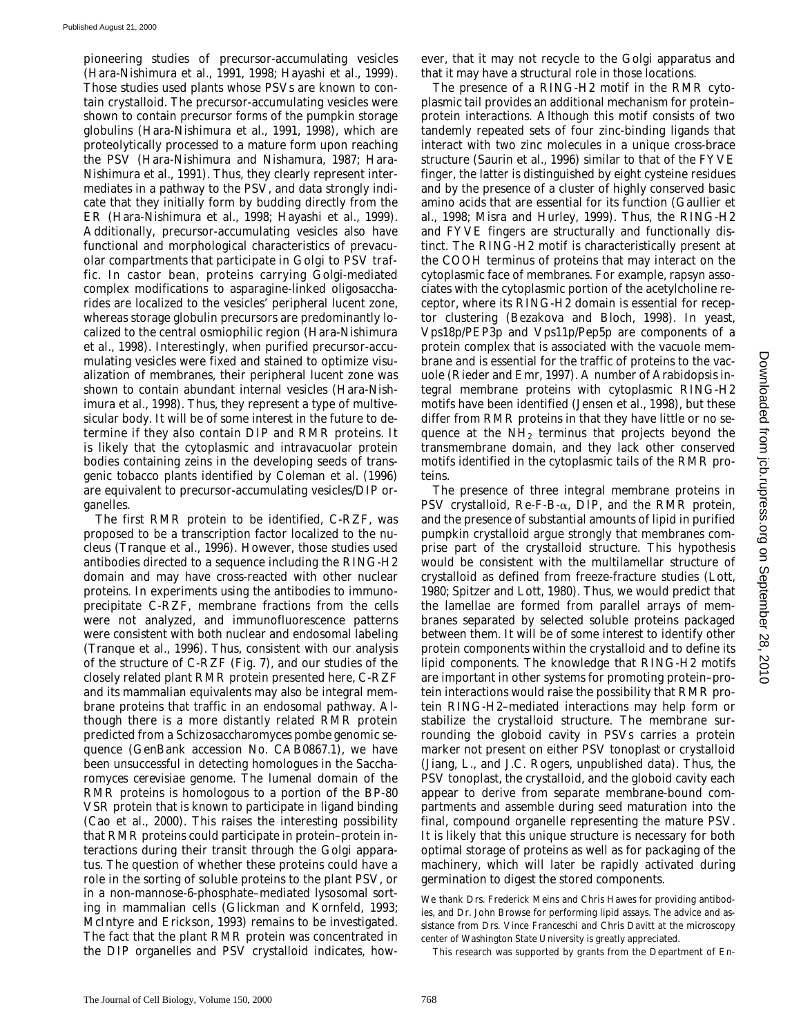pioneering studies of precursor-accumulating vesicles (Hara-Nishimura et al., 1991, 1998; Hayashi et al., 1999). Those studies used plants whose PSVs are known to contain crystalloid. The precursor-accumulating vesicles were shown to contain precursor forms of the pumpkin storage globulins (Hara-Nishimura et al., 1991, 1998), which are proteolytically processed to a mature form upon reaching the PSV (Hara-Nishimura and Nishamura, 1987; Hara-Nishimura et al., 1991). Thus, they clearly represent intermediates in a pathway to the PSV, and data strongly indicate that they initially form by budding directly from the ER (Hara-Nishimura et al., 1998; Hayashi et al., 1999). Additionally, precursor-accumulating vesicles also have functional and morphological characteristics of prevacuolar compartments that participate in Golgi to PSV traffic. In castor bean, proteins carrying Golgi-mediated complex modifications to asparagine-linked oligosaccharides are localized to the vesicles' peripheral lucent zone, whereas storage globulin precursors are predominantly localized to the central osmiophilic region (Hara-Nishimura et al., 1998). Interestingly, when purified precursor-accumulating vesicles were fixed and stained to optimize visualization of membranes, their peripheral lucent zone was shown to contain abundant internal vesicles (Hara-Nishimura et al., 1998). Thus, they represent a type of multivesicular body. It will be of some interest in the future to determine if they also contain DIP and RMR proteins. It is likely that the cytoplasmic and intravacuolar protein bodies containing zeins in the developing seeds of transgenic tobacco plants identified by Coleman et al. (1996) are equivalent to precursor-accumulating vesicles/DIP organelles.

The first RMR protein to be identified, C-RZF, was proposed to be a transcription factor localized to the nucleus (Tranque et al., 1996). However, those studies used antibodies directed to a sequence including the RING-H2 domain and may have cross-reacted with other nuclear proteins. In experiments using the antibodies to immunoprecipitate C-RZF, membrane fractions from the cells were not analyzed, and immunofluorescence patterns were consistent with both nuclear and endosomal labeling (Tranque et al., 1996). Thus, consistent with our analysis of the structure of C-RZF (Fig. 7), and our studies of the closely related plant RMR protein presented here, C-RZF and its mammalian equivalents may also be integral membrane proteins that traffic in an endosomal pathway. Although there is a more distantly related RMR protein predicted from a Schizosaccharomyces pombe genomic sequence (GenBank accession No. CAB0867.1), we have been unsuccessful in detecting homologues in the Saccharomyces cerevisiae genome. The lumenal domain of the RMR proteins is homologous to a portion of the BP-80 VSR protein that is known to participate in ligand binding (Cao et al., 2000). This raises the interesting possibility that RMR proteins could participate in protein–protein interactions during their transit through the Golgi apparatus. The question of whether these proteins could have a role in the sorting of soluble proteins to the plant PSV, or in a non-mannose-6-phosphate–mediated lysosomal sorting in mammalian cells (Glickman and Kornfeld, 1993; McIntyre and Erickson, 1993) remains to be investigated. The fact that the plant RMR protein was concentrated in the DIP organelles and PSV crystalloid indicates, however, that it may not recycle to the Golgi apparatus and that it may have a structural role in those locations.

The presence of a RING-H2 motif in the RMR cytoplasmic tail provides an additional mechanism for protein–protein interactions. Although this motif consists of two tandemly repeated sets of four zinc-binding ligands that interact with two zinc molecules in a unique cross-brace structure (Saurin et al., 1996) similar to that of the FYVE finger, the latter is distinguished by eight cysteine residues and by the presence of a cluster of highly conserved basic amino acids that are essential for its function (Gaullier et al., 1998; Misra and Hurley, 1999). Thus, the RING-H2 and FYVE fingers are structurally and functionally distinct. The RING-H2 motif is characteristically present at the COOH terminus of proteins that may interact on the cytoplasmic face of membranes. For example, rapsyn associates with the cytoplasmic portion of the acetylcholine receptor, where its RING-H2 domain is essential for receptor clustering (Bezakova and Bloch, 1998). In yeast, Vps18p/PEP3p and Vps11p/Pep5p are components of a protein complex that is associated with the vacuole membrane and is essential for the traffic of proteins to the vacuole (Rieder and Emr, 1997). A number of Arabidopsis integral membrane proteins with cytoplasmic RING-H2 motifs have been identified (Jensen et al., 1998), but these differ from RMR proteins in that they have little or no sequence at the $NH_2$ terminus that projects beyond the transmembrane domain, and they lack other conserved motifs identified in the cytoplasmic tails of the RMR proteins.

The presence of three integral membrane proteins in PSV crystalloid, Re-F-B-α, DIP, and the RMR protein, and the presence of substantial amounts of lipid in purified pumpkin crystalloid argue strongly that membranes comprise part of the crystalloid structure. This hypothesis would be consistent with the multilamellar structure of crystalloid as defined from freeze-fracture studies (Lott, 1980; Spitzer and Lott, 1980). Thus, we would predict that the lamellae are formed from parallel arrays of membranes separated by selected soluble proteins packaged between them. It will be of some interest to identify other protein components within the crystalloid and to define its lipid components. The knowledge that RING-H2 motifs are important in other systems for promoting protein–protein interactions would raise the possibility that RMR protein RING-H2–mediated interactions may help form or stabilize the crystalloid structure. The membrane surrounding the globoid cavity in PSVs carries a protein marker not present on either PSV tonoplast or crystalloid (Jiang, L., and J.C. Rogers, unpublished data). Thus, the PSV tonoplast, the crystalloid, and the globoid cavity each appear to derive from separate membrane-bound compartments and assemble during seed maturation into the final, compound organelle representing the mature PSV. It is likely that this unique structure is necessary for both optimal storage of proteins as well as for packaging of the machinery, which will later be rapidly activated during germination to digest the stored components.

We thank Drs. Frederick Meins and Chris Hawes for providing antibodies, and Dr. John Browse for performing lipid assays. The advice and assistance from Drs. Vince Franceschi and Chris Davitt at the microscopy center of Washington State University is greatly appreciated.

This research was supported by grants from the Department of En-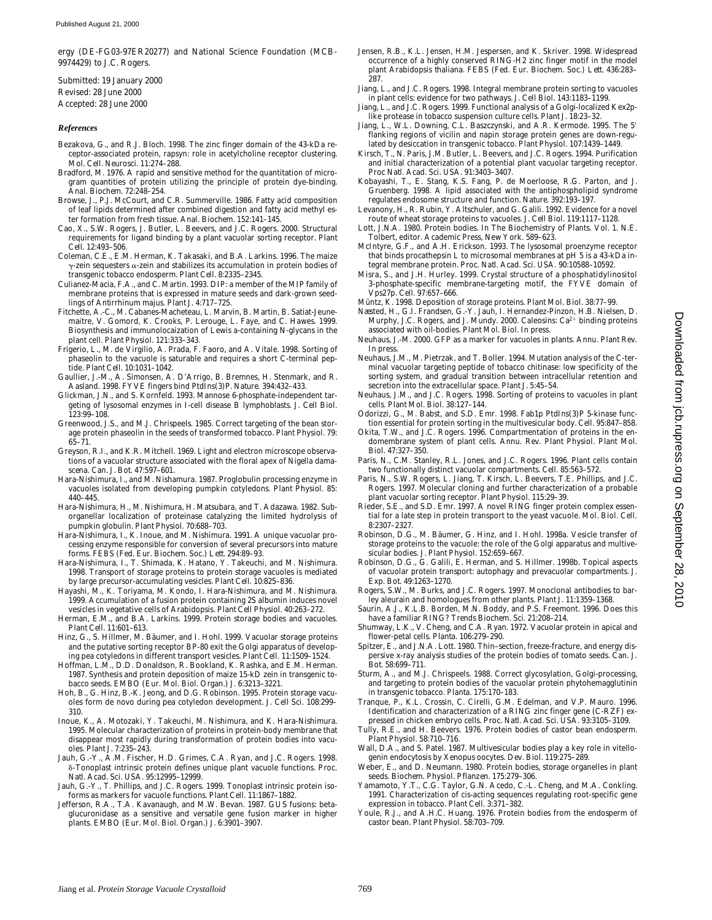ergy (DE-FG03-97ER20277) and National Science Foundation (MCB-9974429) to J.C. Rogers.

Submitted: 19 January 2000
Revised: 28 June 2000
Accepted: 28 June 2000

### *References*

Bezakova, G., and R.J. Bloch. 1998. The zinc finger domain of the 43-kDa receptor-associated protein, rapsyn: role in acetylcholine receptor clustering. *Mol. Cell. Neurosci.* 11:274–288.

Bradford, M. 1976. A rapid and sensitive method for the quantitation of microgram quantities of protein utilizing the principle of protein dye-binding. *Anal. Biochem.* 72:248–254.

Browse, J., P.J. McCourt, and C.R. Summerville. 1986. Fatty acid composition of leaf lipids determined after combined digestion and fatty acid methyl ester formation from fresh tissue. *Anal. Biochem.* 152:141–145.

Cao, X., S.W. Rogers, J. Butler, L. Beevers, and J.C. Rogers. 2000. Structural requirements for ligand binding by a plant vacuolar sorting receptor. *Plant Cell.* 12:493–506.

Coleman, C.E., E.M. Herman, K. Takasaki, and B.A. Larkins. 1996. The maize γ-zein sequesters α-zein and stabilizes its accumulation in protein bodies of transgenic tobacco endosperm. *Plant Cell.* 8:2335–2345.

Culianez-Macia, F.A., and C. Martin. 1993. DIP: a member of the MIP family of membrane proteins that is expressed in mature seeds and dark-grown seedlings of *Antirrhinum majus*. *Plant J.* 4:717–725.

Fitchette, A.-C., M. Cabanes-Macheteau, L. Marvin, B. Martin, B. Satiat-Jeunemaitre, V. Gomord, K. Crooks, P. Lerouge, L. Faye, and C. Hawes. 1999. Biosynthesis and immunolocaization of Lewis a-containing N-glycans in the plant cell. *Plant Physiol.* 121:333–343.

Frigerio, L., M. de Virgilio, A. Prada, F. Faoro, and A. Vitale. 1998. Sorting of phaseolin to the vacuole is saturable and requires a short C-terminal peptide. *Plant Cell.* 10:1031–1042.

Gaullier, J.-M., A. Simonsen, A. D'Arrigo, B. Bremnes, H. Stenmark, and R. Aasland. 1998. FYVE fingers bind PtdIns(3)P. *Nature.* 394:432–433.

Glickman, J.N., and S. Kornfeld. 1993. Mannose 6-phosphate-independent targeting of lysosomal enzymes in I-cell disease B lymphoblasts. *J. Cell Biol.* 123:99–108.

Greenwood, J.S., and M.J. Chrispeels. 1985. Correct targeting of the bean storage protein phaseolin in the seeds of transformed tobacco. *Plant Physiol.* 79: 65–71.

Greyson, R.I., and K.R. Mitchell. 1969. Light and electron microscope observations of a vacuolar structure associated with the floral apex of *Nigella damascena*. *Can. J. Bot.* 47:597–601.

Hara-Nishimura, I., and M. Nishamura. 1987. Proglobulin processing enzyme in vacuoles isolated from developing pumpkin cotyledons. *Plant Physiol.* 85: 440–445.

Hara-Nishimura, H., M. Nishimura, H. Matsubara, and T. Adazawa. 1982. Suborganellar localization of proteinase catalyzing the limited hydrolysis of pumpkin globulin. *Plant Physiol.* 70:688–703.

Hara-Nishimura, I., K. Inoue, and M. Nishimura. 1991. A unique vacuolar processing enzyme responsible for conversion of several precursors into mature forms. *FEBS (Fed. Eur. Biochem. Soc.) Lett.* 294:89–93.

Hara-Nishimura, I., T. Shimada, K. Hatano, Y. Takeuchi, and M. Nishimura. 1998. Transport of storage proteins to protein storage vacuoles is mediated by large precursor-accumulating vesicles. *Plant Cell.* 10:825–836.

Hayashi, M., K. Toriyama, M. Kondo, I. Hara-Nishimura, and M. Nishimura. 1999. Accumulation of a fusion protein containing 2S albumin induces novel vesicles in vegetative cells of Arabidopsis. *Plant Cell Physiol.* 40:263–272.

Herman, E.M., and B.A. Larkins. 1999. Protein storage bodies and vacuoles. *Plant Cell.* 11:601–613.

Hinz, G., S. Hillmer, M. Bäumer, and I. Hohl. 1999. Vacuolar storage proteins and the putative sorting receptor BP-80 exit the Golgi apparatus of developing pea cotyledons in different transport vesicles. *Plant Cell.* 11:1509–1524.

Hoffman, L.M., D.D. Donaldson, R. Bookland, K. Rashka, and E.M. Herman. 1987. Synthesis and protein deposition of maize 15-kD zein in transgenic tobacco seeds. *EMBO (Eur. Mol. Biol. Organ.) J.* 6:3213–3221.

Hoh, B., G. Hinz, B.-K. Jeong, and D.G. Robinson. 1995. Protein storage vacuoles form de novo during pea cotyledon development. *J. Cell Sci.* 108:299–310.

Inoue, K., A. Motozaki, Y. Takeuchi, M. Nishimura, and K. Hara-Nishimura. 1995. Molecular characterization of proteins in protein-body membrane that disappear most rapidly during transformation of protein bodies into vacuoles. *Plant J.* 7:235–243.

Jauh, G.-Y., A.M. Fischer, H.D. Grimes, C.A. Ryan, and J.C. Rogers. 1998. δ-Tonoplast intrinsic protein defines unique plant vacuole functions. *Proc. Natl. Acad. Sci. USA.* 95:12995–12999.

Jauh, G.-Y., T. Phillips, and J.C. Rogers. 1999. Tonoplast intrinsic protein isoforms as markers for vacuole functions. *Plant Cell.* 11:1867–1882.

Jefferson, R.A., T.A. Kavanaugh, and M.W. Bevan. 1987. GUS fusions: beta-glucuronidase as a sensitive and versatile gene fusion marker in higher plants. *EMBO (Eur. Mol. Biol. Organ.) J.* 6:3901–3907.

Jensen, R.B., K.L. Jensen, H.M. Jespersen, and K. Skriver. 1998. Widespread occurrence of a highly conserved RING-H2 zinc finger motif in the model plant *Arabidopsis thaliana*. *FEBS (Fed. Eur. Biochem. Soc.) Lett.* 436:283–287.

Jiang, L., and J.C. Rogers. 1998. Integral membrane protein sorting to vacuoles in plant cells: evidence for two pathways. *J. Cell Biol.* 143:1183–1199.

Jiang, L., and J.C. Rogers. 1999. Functional analysis of a Golgi-localized Kex2p-like protease in tobacco suspension culture cells. *Plant J.* 18:23–32.

Jiang, L., W.L. Downing, C.L. Baszczynski, and A.R. Kermode. 1995. The 5′ flanking regions of vicilin and napin storage protein genes are down-regulated by desiccation in transgenic tobacco. *Plant Physiol.* 107:1439–1449.

Kirsch, T., N. Paris, J.M. Butler, L. Beevers, and J.C. Rogers. 1994. Purification and initial characterization of a potential plant vacuolar targeting receptor. *Proc Natl. Acad. Sci. USA.* 91:3403–3407.

Kobayashi, T., E. Stang, K.S. Fang, P. de Moerloose, R.G. Parton, and J. Gruenberg. 1998. A lipid associated with the antiphospholipid syndrome regulates endosome structure and function. *Nature.* 392:193–197.

Levanony, H., R. Rubin, Y. Altschuler, and G. Galili. 1992. Evidence for a novel route of wheat storage proteins to vacuoles. *J. Cell Biol.* 119:1117–1128.

Lott, J.N.A. 1980. Protein bodies. *In* The Biochemistry of Plants. Vol. 1. N.E. Tolbert, editor. Academic Press, New York. 589–623.

McIntyre, G.F., and A.H. Erickson. 1993. The lysosomal proenzyme receptor that binds procathepsin L to microsomal membranes at pH 5 is a 43-kDa integral membrane protein. *Proc. Natl. Acad. Sci. USA.* 90:10588–10592.

Misra, S., and J.H. Hurley. 1999. Crystal structure of a phosphatidylinositol 3-phosphate-specific membrane-targeting motif, the FYVE domain of Vps27p. *Cell.* 97:657–666.

Müntz, K. 1998. Deposition of storage proteins. *Plant Mol. Biol.* 38:77–99.

Næsted, H., G.I. Frandsen, G.-Y. Jauh, I. Hernandez-Pinzon, H.B. Nielsen, D. Murphy, J.C. Rogers, and J. Mundy. 2000. Caleosins: $Ca^{2+}$ binding proteins associated with oil-bodies. *Plant Mol. Biol.* In press.

Neuhaus, J.-M. 2000. GFP as a marker for vacuoles in plants. *Annu. Plant Rev.* In press.

Neuhaus, J.M., M. Pietrzak, and T. Boller. 1994. Mutation analysis of the C-terminal vacuolar targeting peptide of tobacco chitinase: low specificity of the sorting system, and gradual transition between intracellular retention and secretion into the extracellular space. *Plant J.* 5:45–54.

Neuhaus, J.M., and J.C. Rogers. 1998. Sorting of proteins to vacuoles in plant cells. *Plant Mol. Biol.* 38:127–144.

Odorizzi, G., M. Babst, and S.D. Emr. 1998. Fab1p PtdIns(3)P 5-kinase function essential for protein sorting in the multivesicular body. *Cell.* 95:847–858.

Okita, T.W., and J.C. Rogers. 1996. Compartmentation of proteins in the endomembrane system of plant cells. *Annu. Rev. Plant Physiol. Plant Mol. Biol.* 47:327–350.

Paris, N., C.M. Stanley, R.L. Jones, and J.C. Rogers. 1996. Plant cells contain two functionally distinct vacuolar compartments. *Cell.* 85:563–572.

Paris, N., S.W. Rogers, L. Jiang, T. Kirsch, L. Beevers, T.E. Phillips, and J.C. Rogers. 1997. Molecular cloning and further characterization of a probable plant vacuolar sorting receptor. *Plant Physiol.* 115:29–39.

Rieder, S.E., and S.D. Emr. 1997. A novel RING finger protein complex essential for a late step in protein transport to the yeast vacuole. *Mol. Biol. Cell.* 8:2307–2327.

Robinson, D.G., M. Bäumer, G. Hinz, and I. Hohl. 1998a. Vesicle transfer of storage proteins to the vacuole: the role of the Golgi apparatus and multivesicular bodies. *J. Plant Physiol.* 152:659–667.

Robinson, D.G., G. Galili, E. Herman, and S. Hillmer. 1998b. Topical aspects of vacuolar protein transport: autophagy and prevacuolar compartments. *J. Exp. Bot.* 49:1263–1270.

Rogers, S.W., M. Burks, and J.C. Rogers. 1997. Monoclonal antibodies to barley aleurain and homologues from other plants. *Plant J.* 11:1359–1368.

Saurin, A.J., K.L.B. Borden, M.N. Boddy, and P.S. Freemont. 1996. Does this have a familiar RING? *Trends Biochem. Sci.* 21:208–214.

Shumway, L.K., V. Cheng, and C.A. Ryan. 1972. Vacuolar protein in apical and flower-petal cells. *Planta.* 106:279–290.

Spitzer, E., and J.N.A. Lott. 1980. Thin-section, freeze-fracture, and energy dispersive x-ray analysis studies of the protein bodies of tomato seeds. *Can. J. Bot.* 58:699–711.

Sturm, A., and M.J. Chrispeels. 1988. Correct glycosylation, Golgi-processing, and targeting to protein bodies of the vacuolar protein phytohemagglutinin in transgenic tobacco. *Planta.* 175:170–183.

Tranque, P., K.L. Crossin, C. Cirelli, G.M. Edelman, and V.P. Mauro. 1996. Identification and characterization of a RING zinc finger gene (C-RZF) expressed in chicken embryo cells. *Proc. Natl. Acad. Sci. USA.* 93:3105–3109.

Tully, R.E., and H. Beevers. 1976. Protein bodies of castor bean endosperm. *Plant Physiol.* 58:710–716.

Wall, D.A., and S. Patel. 1987. Multivesicular bodies play a key role in vitellogenin endocytosis by *Xenopus* oocytes. *Dev. Biol.* 119:275–289.

Weber, E., and D. Neumann. 1980. Protein bodies, storage organelles in plant seeds. *Biochem. Physiol. Pflanzen.* 175:279–306.

Yamamoto, Y.T., C.G. Taylor, G.N. Acedo, C.-L. Cheng, and M.A. Conkling. 1991. Characterization of cis-acting sequences regulating root-specific gene expression in tobacco. *Plant Cell.* 3:371–382.

Youle, R.J., and A.H.C. Huang. 1976. Protein bodies from the endosperm of castor bean. *Plant Physiol.* 58:703–709.